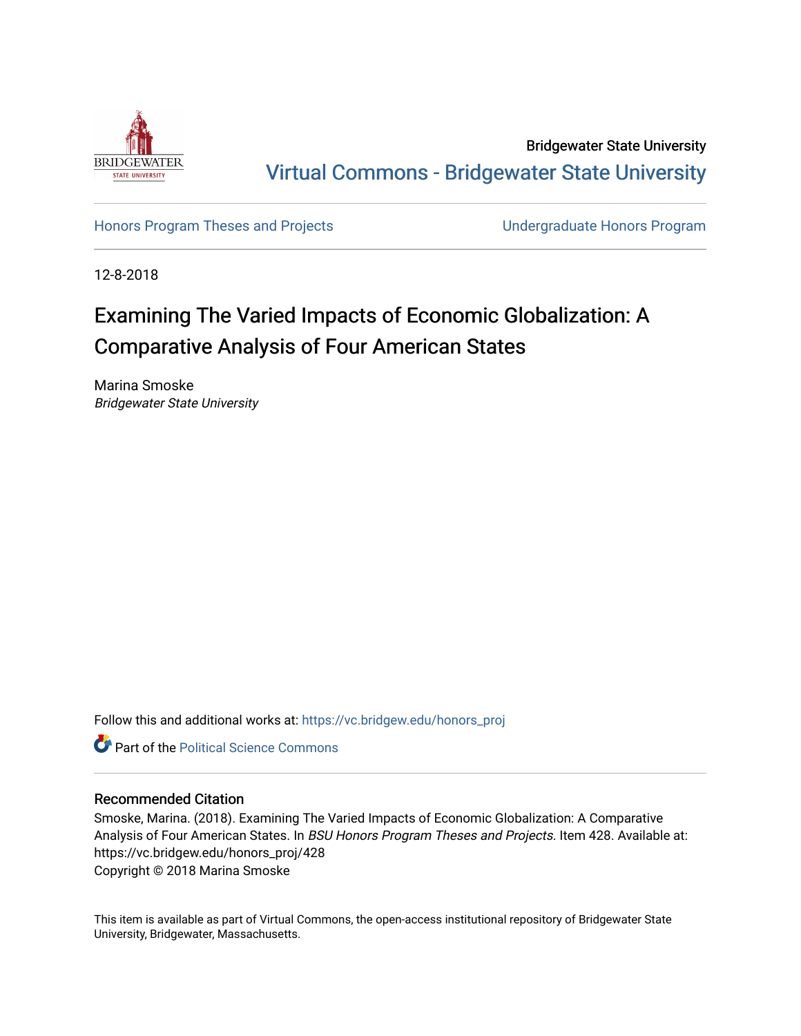Bridgewater State University

Virtual Commons - Bridgewater State University

Honors Program Theses and Projects

Undergraduate Honors Program

12-8-2018

# Examining The Varied Impacts of Economic Globalization: A Comparative Analysis of Four American States

Marina Smoske
*Bridgewater State University*

Follow this and additional works at: https://vc.bridgew.edu/honors_proj

Part of the Political Science Commons

## Recommended Citation

Smoske, Marina. (2018). Examining The Varied Impacts of Economic Globalization: A Comparative Analysis of Four American States. In *BSU Honors Program Theses and Projects.* Item 428. Available at: https://vc.bridgew.edu/honors_proj/428
Copyright © 2018 Marina Smoske

This item is available as part of Virtual Commons, the open-access institutional repository of Bridgewater State University, Bridgewater, Massachusetts.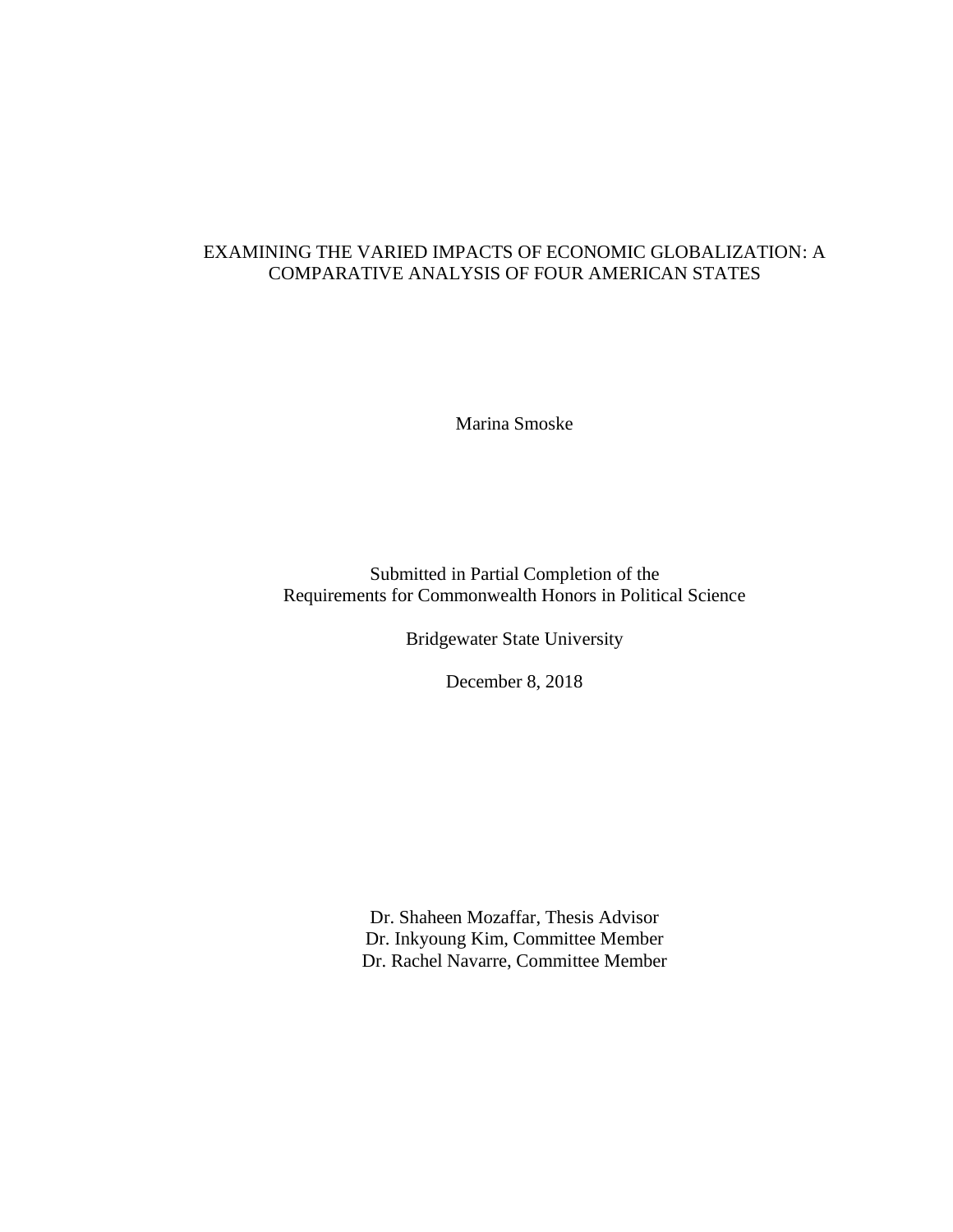# EXAMINING THE VARIED IMPACTS OF ECONOMIC GLOBALIZATION: A COMPARATIVE ANALYSIS OF FOUR AMERICAN STATES

Marina Smoske

Submitted in Partial Completion of the
Requirements for Commonwealth Honors in Political Science

Bridgewater State University

December 8, 2018

Dr. Shaheen Mozaffar, Thesis Advisor
Dr. Inkyoung Kim, Committee Member
Dr. Rachel Navarre, Committee Member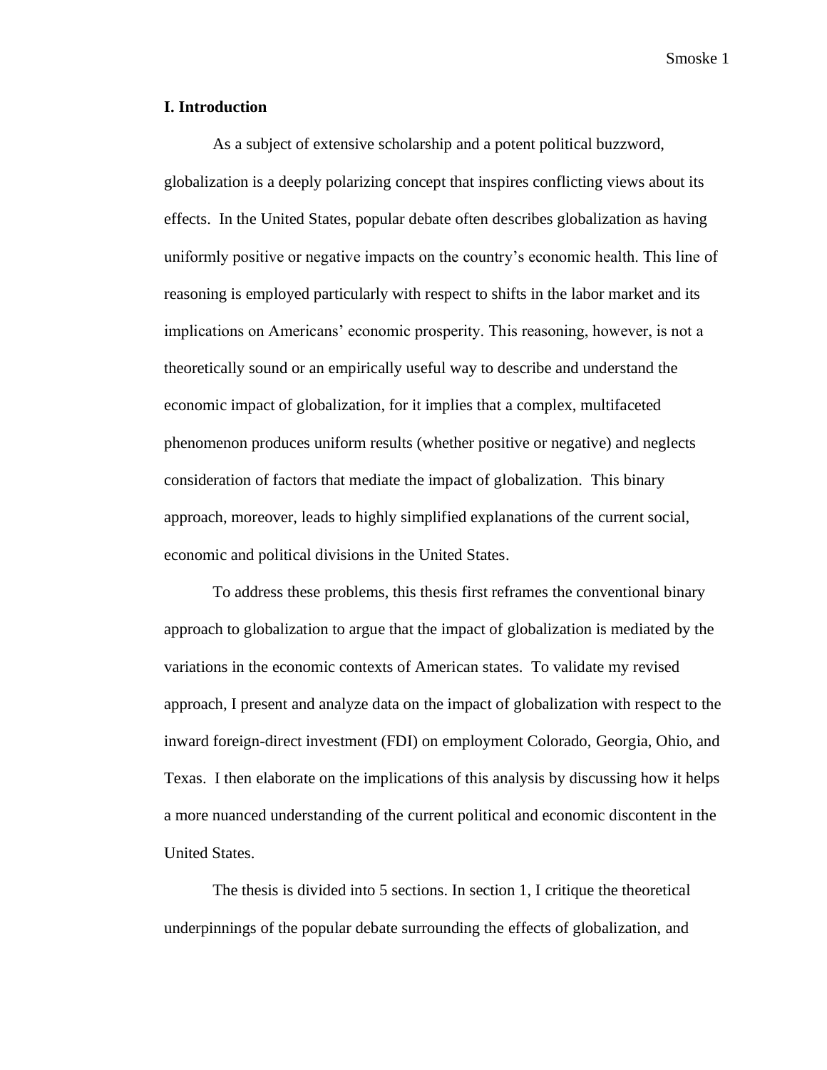## I. Introduction

As a subject of extensive scholarship and a potent political buzzword, globalization is a deeply polarizing concept that inspires conflicting views about its effects. In the United States, popular debate often describes globalization as having uniformly positive or negative impacts on the country's economic health. This line of reasoning is employed particularly with respect to shifts in the labor market and its implications on Americans' economic prosperity. This reasoning, however, is not a theoretically sound or an empirically useful way to describe and understand the economic impact of globalization, for it implies that a complex, multifaceted phenomenon produces uniform results (whether positive or negative) and neglects consideration of factors that mediate the impact of globalization. This binary approach, moreover, leads to highly simplified explanations of the current social, economic and political divisions in the United States.

To address these problems, this thesis first reframes the conventional binary approach to globalization to argue that the impact of globalization is mediated by the variations in the economic contexts of American states. To validate my revised approach, I present and analyze data on the impact of globalization with respect to the inward foreign-direct investment (FDI) on employment Colorado, Georgia, Ohio, and Texas. I then elaborate on the implications of this analysis by discussing how it helps a more nuanced understanding of the current political and economic discontent in the United States.

The thesis is divided into 5 sections. In section 1, I critique the theoretical underpinnings of the popular debate surrounding the effects of globalization, and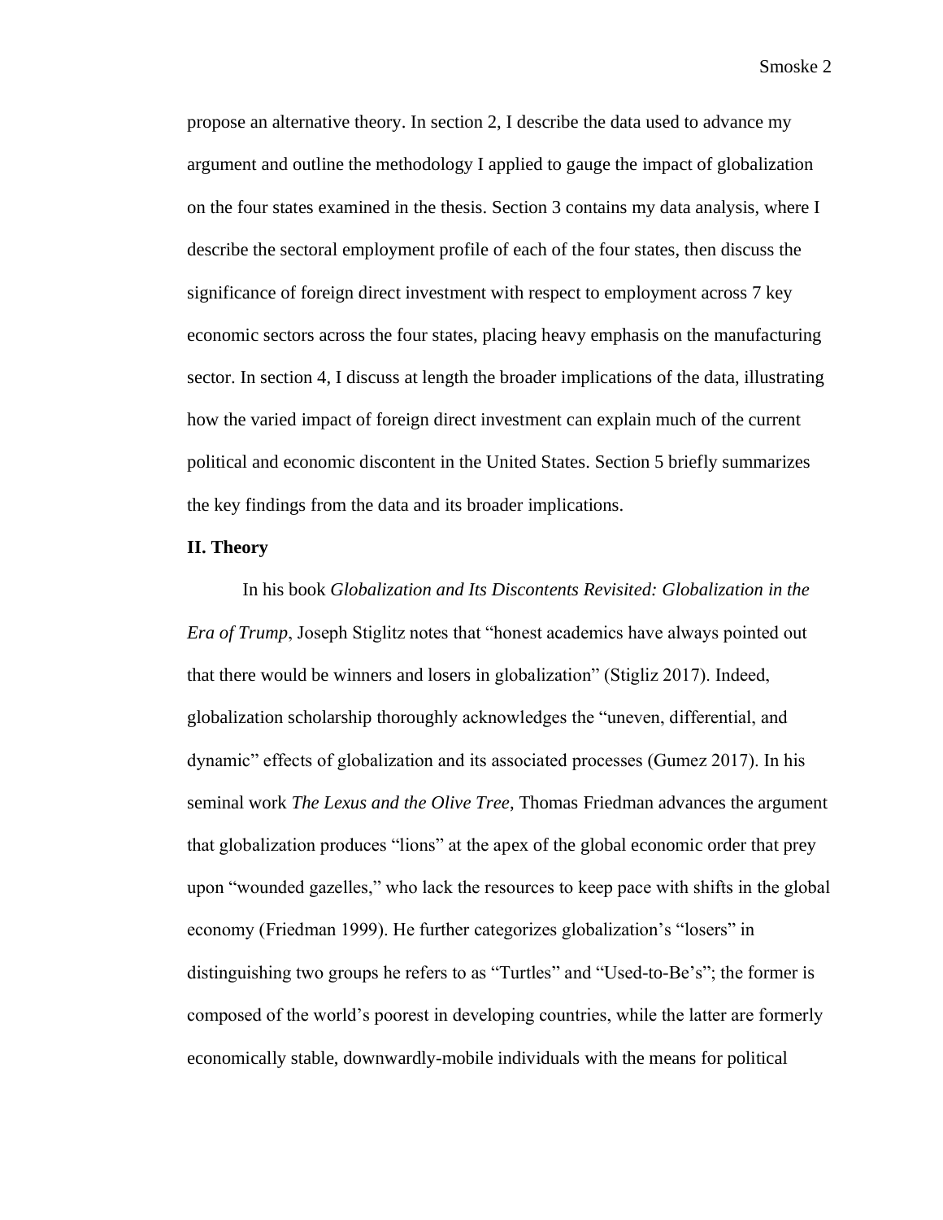propose an alternative theory. In section 2, I describe the data used to advance my argument and outline the methodology I applied to gauge the impact of globalization on the four states examined in the thesis. Section 3 contains my data analysis, where I describe the sectoral employment profile of each of the four states, then discuss the significance of foreign direct investment with respect to employment across 7 key economic sectors across the four states, placing heavy emphasis on the manufacturing sector. In section 4, I discuss at length the broader implications of the data, illustrating how the varied impact of foreign direct investment can explain much of the current political and economic discontent in the United States. Section 5 briefly summarizes the key findings from the data and its broader implications.

**II. Theory**

In his book *Globalization and Its Discontents Revisited: Globalization in the Era of Trump*, Joseph Stiglitz notes that "honest academics have always pointed out that there would be winners and losers in globalization" (Stigliz 2017). Indeed, globalization scholarship thoroughly acknowledges the "uneven, differential, and dynamic" effects of globalization and its associated processes (Gumez 2017). In his seminal work *The Lexus and the Olive Tree*, Thomas Friedman advances the argument that globalization produces "lions" at the apex of the global economic order that prey upon "wounded gazelles," who lack the resources to keep pace with shifts in the global economy (Friedman 1999). He further categorizes globalization's "losers" in distinguishing two groups he refers to as "Turtles" and "Used-to-Be's"; the former is composed of the world's poorest in developing countries, while the latter are formerly economically stable, downwardly-mobile individuals with the means for political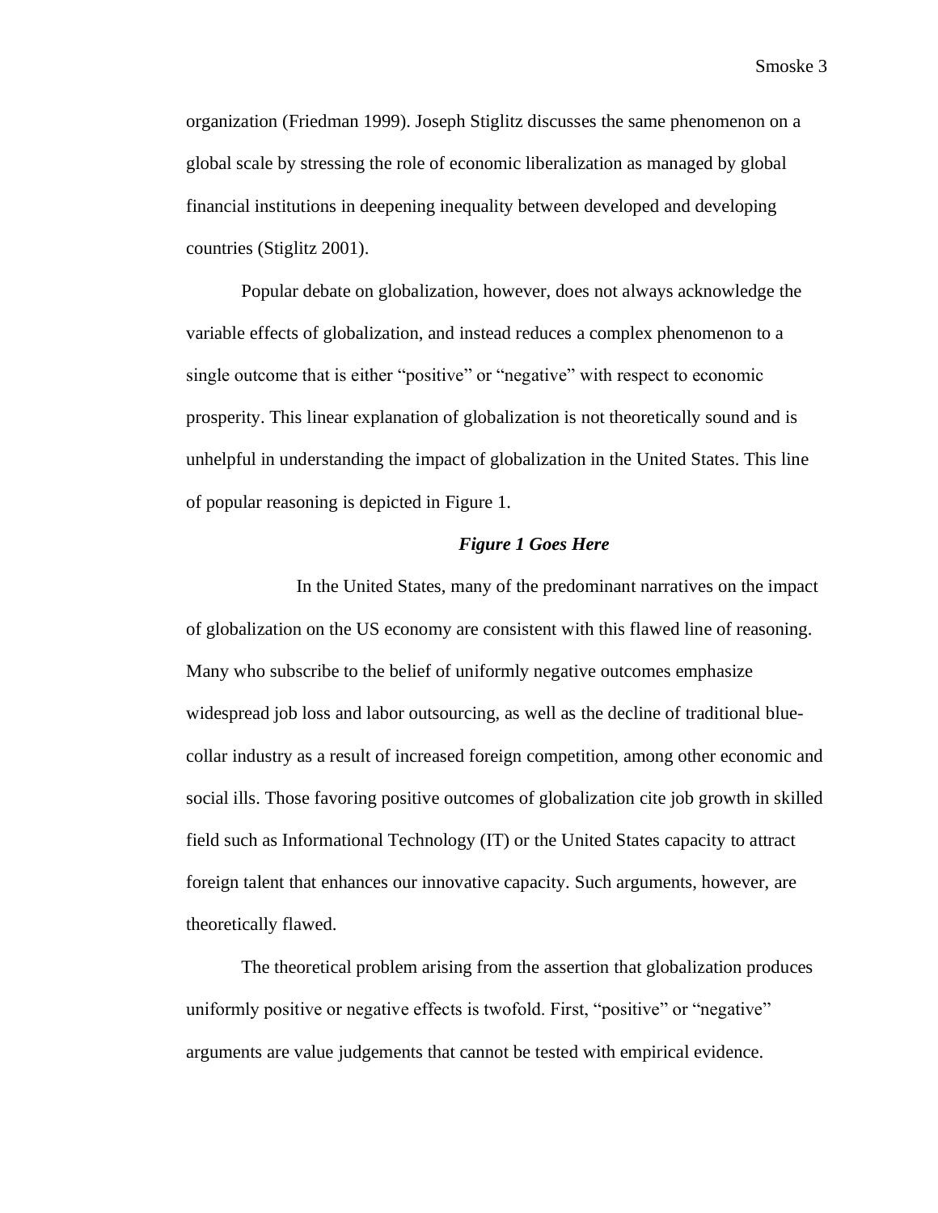organization (Friedman 1999). Joseph Stiglitz discusses the same phenomenon on a global scale by stressing the role of economic liberalization as managed by global financial institutions in deepening inequality between developed and developing countries (Stiglitz 2001).

Popular debate on globalization, however, does not always acknowledge the variable effects of globalization, and instead reduces a complex phenomenon to a single outcome that is either "positive" or "negative" with respect to economic prosperity. This linear explanation of globalization is not theoretically sound and is unhelpful in understanding the impact of globalization in the United States. This line of popular reasoning is depicted in Figure 1.

***Figure 1 Goes Here***

In the United States, many of the predominant narratives on the impact of globalization on the US economy are consistent with this flawed line of reasoning. Many who subscribe to the belief of uniformly negative outcomes emphasize widespread job loss and labor outsourcing, as well as the decline of traditional blue-collar industry as a result of increased foreign competition, among other economic and social ills. Those favoring positive outcomes of globalization cite job growth in skilled field such as Informational Technology (IT) or the United States capacity to attract foreign talent that enhances our innovative capacity. Such arguments, however, are theoretically flawed.

The theoretical problem arising from the assertion that globalization produces uniformly positive or negative effects is twofold. First, "positive" or "negative" arguments are value judgements that cannot be tested with empirical evidence.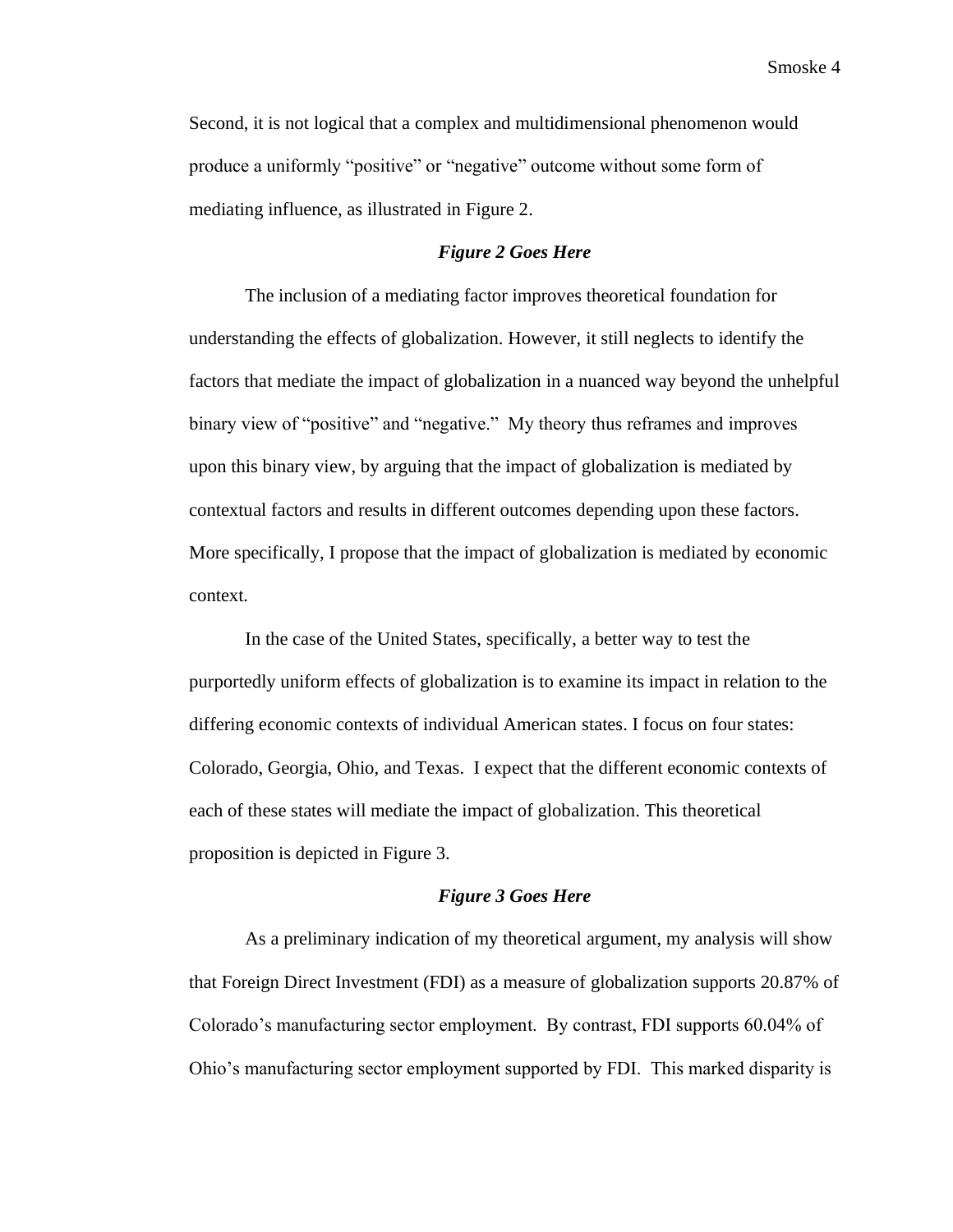Second, it is not logical that a complex and multidimensional phenomenon would produce a uniformly "positive" or "negative" outcome without some form of mediating influence, as illustrated in Figure 2.

***Figure 2 Goes Here***

The inclusion of a mediating factor improves theoretical foundation for understanding the effects of globalization. However, it still neglects to identify the factors that mediate the impact of globalization in a nuanced way beyond the unhelpful binary view of "positive" and "negative." My theory thus reframes and improves upon this binary view, by arguing that the impact of globalization is mediated by contextual factors and results in different outcomes depending upon these factors. More specifically, I propose that the impact of globalization is mediated by economic context.

In the case of the United States, specifically, a better way to test the purportedly uniform effects of globalization is to examine its impact in relation to the differing economic contexts of individual American states. I focus on four states: Colorado, Georgia, Ohio, and Texas. I expect that the different economic contexts of each of these states will mediate the impact of globalization. This theoretical proposition is depicted in Figure 3.

***Figure 3 Goes Here***

As a preliminary indication of my theoretical argument, my analysis will show that Foreign Direct Investment (FDI) as a measure of globalization supports 20.87% of Colorado's manufacturing sector employment. By contrast, FDI supports 60.04% of Ohio's manufacturing sector employment supported by FDI. This marked disparity is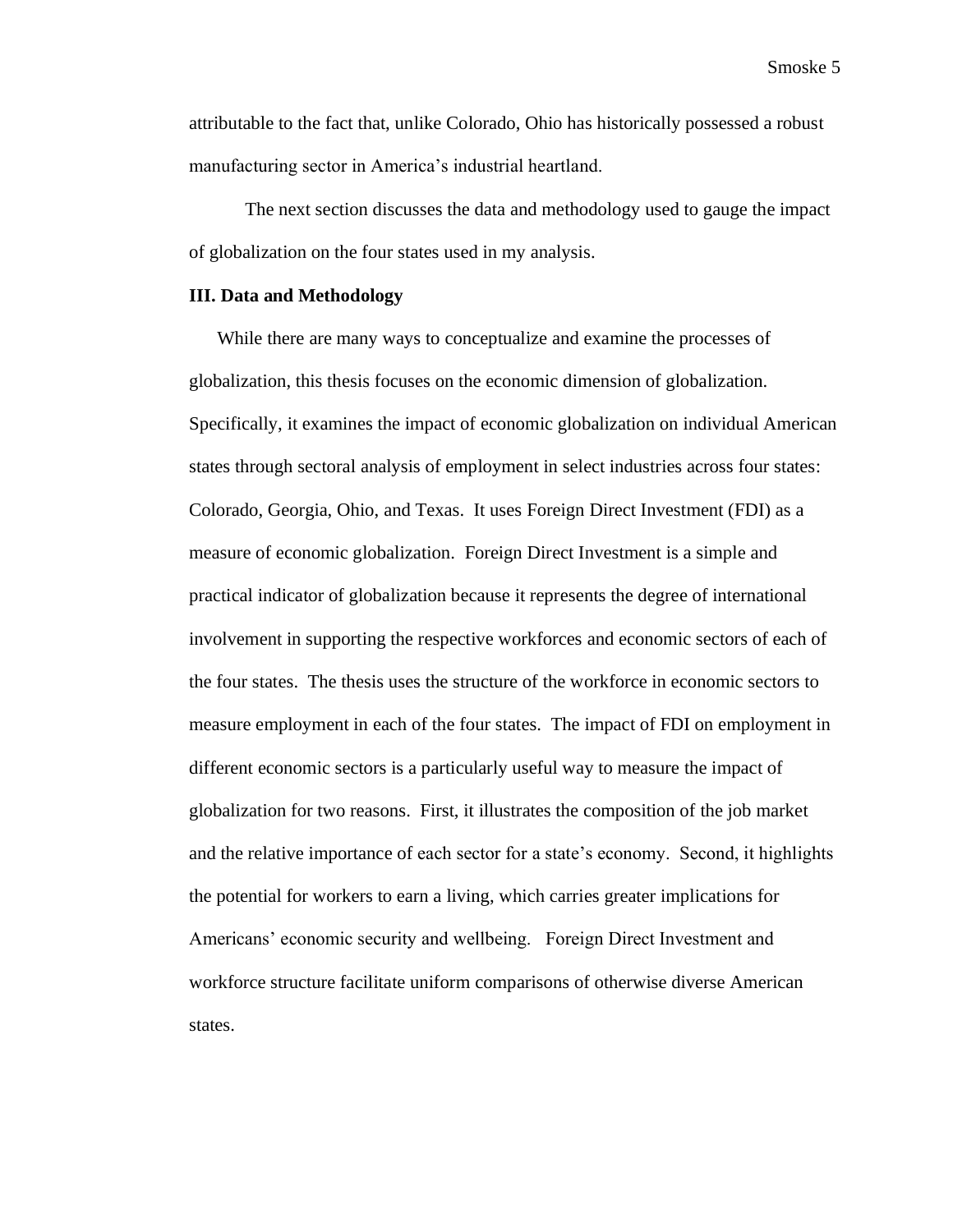attributable to the fact that, unlike Colorado, Ohio has historically possessed a robust manufacturing sector in America's industrial heartland.

The next section discusses the data and methodology used to gauge the impact of globalization on the four states used in my analysis.

## III. Data and Methodology

While there are many ways to conceptualize and examine the processes of globalization, this thesis focuses on the economic dimension of globalization. Specifically, it examines the impact of economic globalization on individual American states through sectoral analysis of employment in select industries across four states: Colorado, Georgia, Ohio, and Texas. It uses Foreign Direct Investment (FDI) as a measure of economic globalization. Foreign Direct Investment is a simple and practical indicator of globalization because it represents the degree of international involvement in supporting the respective workforces and economic sectors of each of the four states. The thesis uses the structure of the workforce in economic sectors to measure employment in each of the four states. The impact of FDI on employment in different economic sectors is a particularly useful way to measure the impact of globalization for two reasons. First, it illustrates the composition of the job market and the relative importance of each sector for a state's economy. Second, it highlights the potential for workers to earn a living, which carries greater implications for Americans' economic security and wellbeing. Foreign Direct Investment and workforce structure facilitate uniform comparisons of otherwise diverse American states.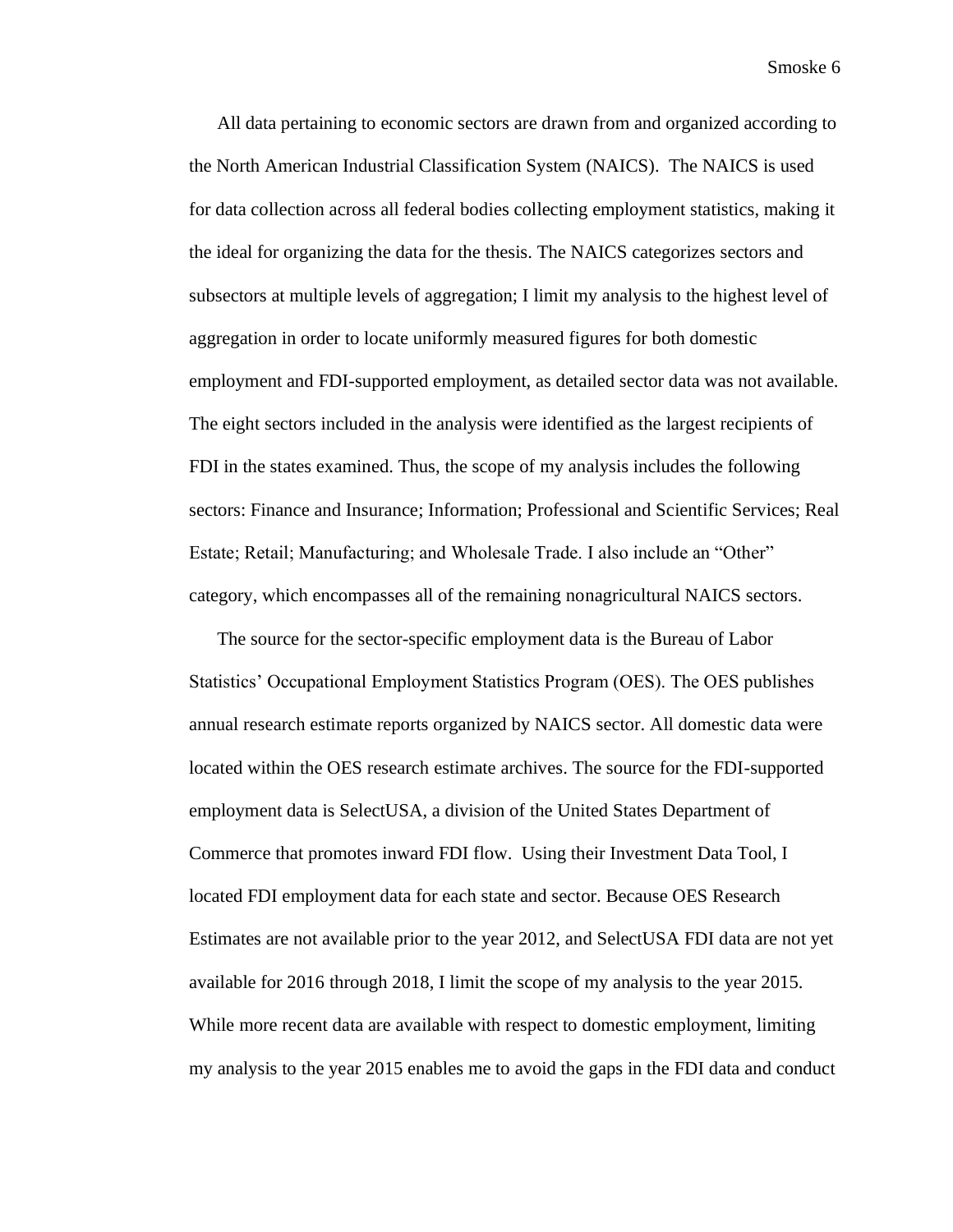All data pertaining to economic sectors are drawn from and organized according to the North American Industrial Classification System (NAICS). The NAICS is used for data collection across all federal bodies collecting employment statistics, making it the ideal for organizing the data for the thesis. The NAICS categorizes sectors and subsectors at multiple levels of aggregation; I limit my analysis to the highest level of aggregation in order to locate uniformly measured figures for both domestic employment and FDI-supported employment, as detailed sector data was not available. The eight sectors included in the analysis were identified as the largest recipients of FDI in the states examined. Thus, the scope of my analysis includes the following sectors: Finance and Insurance; Information; Professional and Scientific Services; Real Estate; Retail; Manufacturing; and Wholesale Trade. I also include an "Other" category, which encompasses all of the remaining nonagricultural NAICS sectors.

The source for the sector-specific employment data is the Bureau of Labor Statistics' Occupational Employment Statistics Program (OES). The OES publishes annual research estimate reports organized by NAICS sector. All domestic data were located within the OES research estimate archives. The source for the FDI-supported employment data is SelectUSA, a division of the United States Department of Commerce that promotes inward FDI flow. Using their Investment Data Tool, I located FDI employment data for each state and sector. Because OES Research Estimates are not available prior to the year 2012, and SelectUSA FDI data are not yet available for 2016 through 2018, I limit the scope of my analysis to the year 2015. While more recent data are available with respect to domestic employment, limiting my analysis to the year 2015 enables me to avoid the gaps in the FDI data and conduct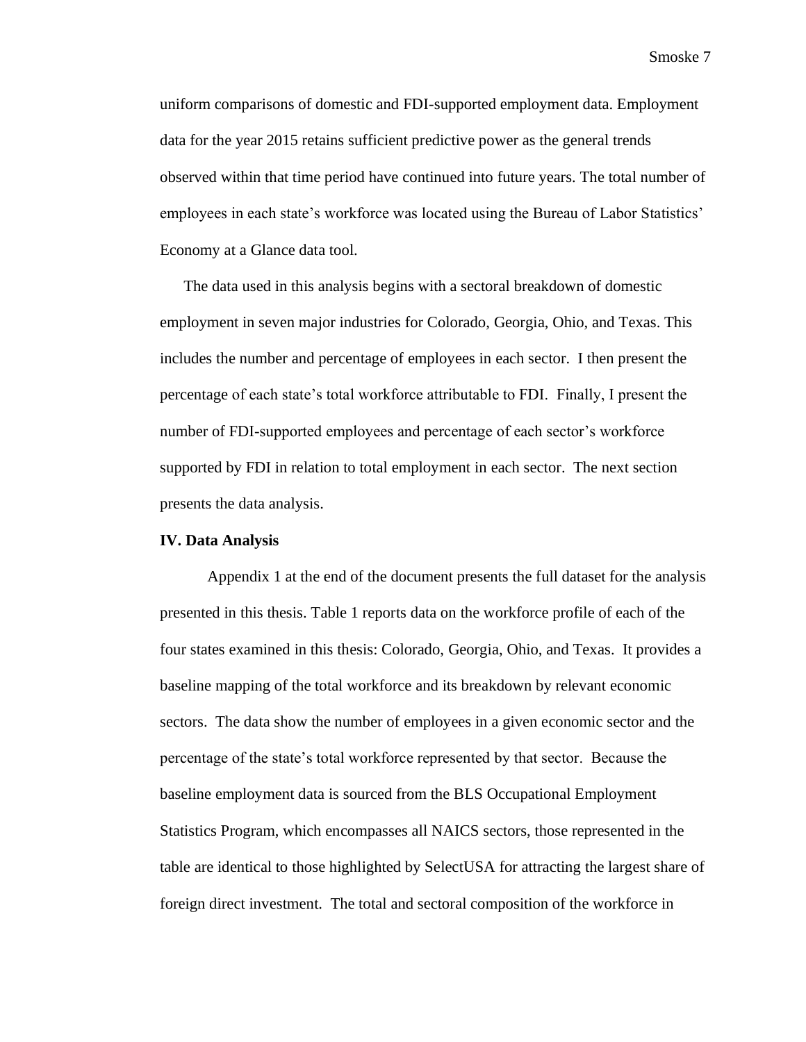uniform comparisons of domestic and FDI-supported employment data. Employment data for the year 2015 retains sufficient predictive power as the general trends observed within that time period have continued into future years. The total number of employees in each state's workforce was located using the Bureau of Labor Statistics' Economy at a Glance data tool.

The data used in this analysis begins with a sectoral breakdown of domestic employment in seven major industries for Colorado, Georgia, Ohio, and Texas. This includes the number and percentage of employees in each sector. I then present the percentage of each state's total workforce attributable to FDI. Finally, I present the number of FDI-supported employees and percentage of each sector's workforce supported by FDI in relation to total employment in each sector. The next section presents the data analysis.

**IV. Data Analysis**

Appendix 1 at the end of the document presents the full dataset for the analysis presented in this thesis. Table 1 reports data on the workforce profile of each of the four states examined in this thesis: Colorado, Georgia, Ohio, and Texas. It provides a baseline mapping of the total workforce and its breakdown by relevant economic sectors. The data show the number of employees in a given economic sector and the percentage of the state's total workforce represented by that sector. Because the baseline employment data is sourced from the BLS Occupational Employment Statistics Program, which encompasses all NAICS sectors, those represented in the table are identical to those highlighted by SelectUSA for attracting the largest share of foreign direct investment. The total and sectoral composition of the workforce in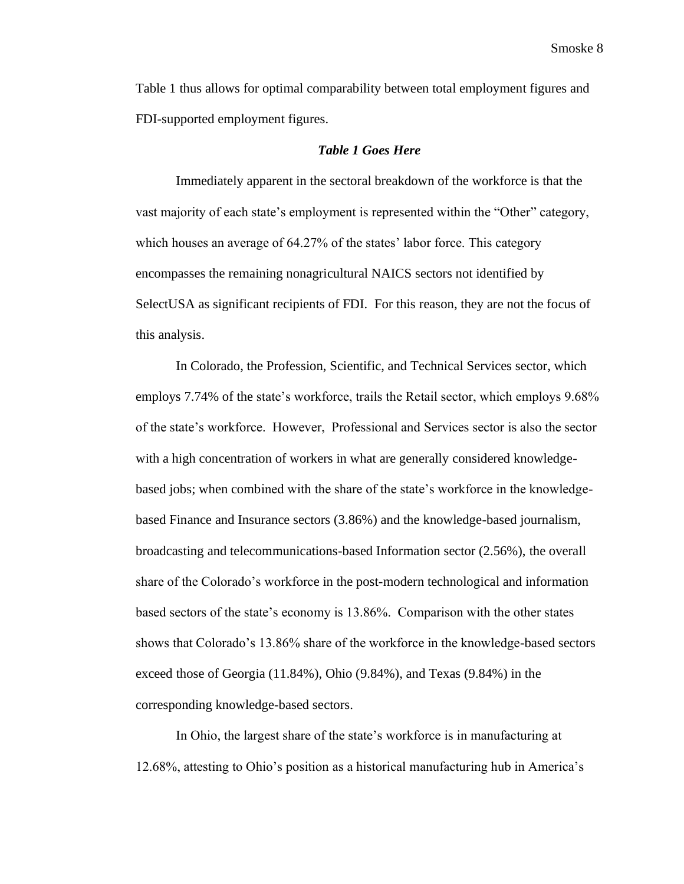Table 1 thus allows for optimal comparability between total employment figures and FDI-supported employment figures.

***Table 1 Goes Here***

Immediately apparent in the sectoral breakdown of the workforce is that the vast majority of each state's employment is represented within the "Other" category, which houses an average of 64.27% of the states' labor force. This category encompasses the remaining nonagricultural NAICS sectors not identified by SelectUSA as significant recipients of FDI. For this reason, they are not the focus of this analysis.

In Colorado, the Profession, Scientific, and Technical Services sector, which employs 7.74% of the state's workforce, trails the Retail sector, which employs 9.68% of the state's workforce. However, Professional and Services sector is also the sector with a high concentration of workers in what are generally considered knowledge-based jobs; when combined with the share of the state's workforce in the knowledge-based Finance and Insurance sectors (3.86%) and the knowledge-based journalism, broadcasting and telecommunications-based Information sector (2.56%), the overall share of the Colorado's workforce in the post-modern technological and information based sectors of the state's economy is 13.86%. Comparison with the other states shows that Colorado's 13.86% share of the workforce in the knowledge-based sectors exceed those of Georgia (11.84%), Ohio (9.84%), and Texas (9.84%) in the corresponding knowledge-based sectors.

In Ohio, the largest share of the state's workforce is in manufacturing at 12.68%, attesting to Ohio's position as a historical manufacturing hub in America's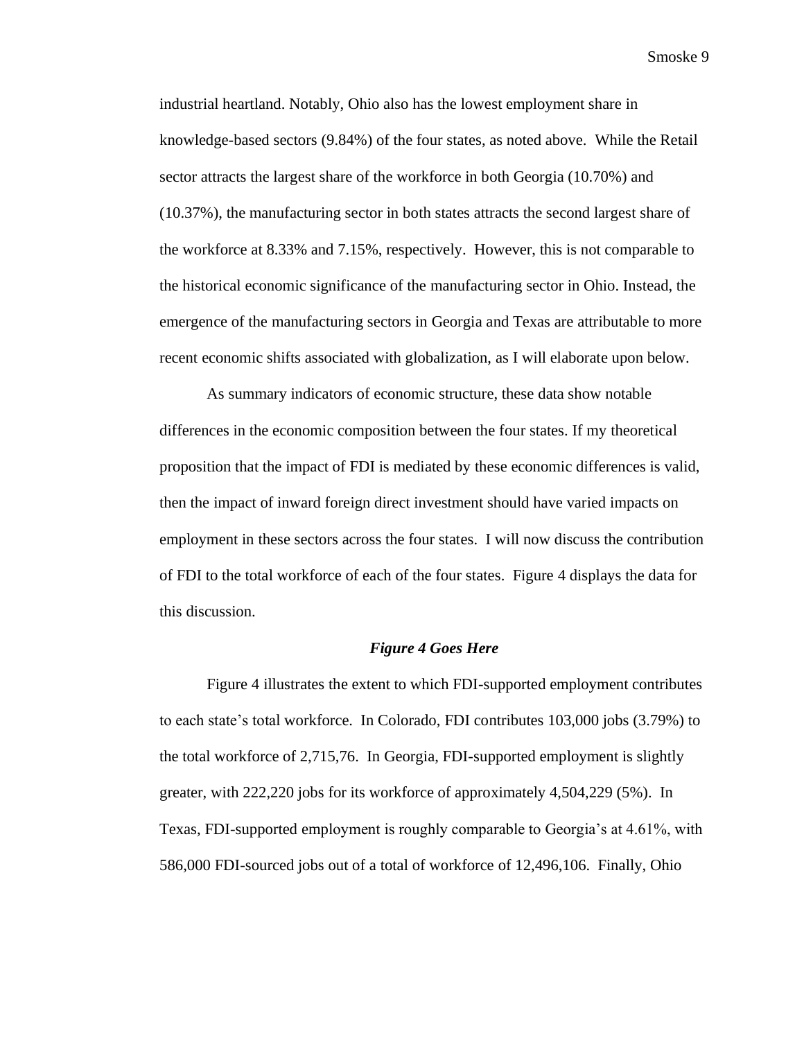industrial heartland. Notably, Ohio also has the lowest employment share in knowledge-based sectors (9.84%) of the four states, as noted above. While the Retail sector attracts the largest share of the workforce in both Georgia (10.70%) and (10.37%), the manufacturing sector in both states attracts the second largest share of the workforce at 8.33% and 7.15%, respectively. However, this is not comparable to the historical economic significance of the manufacturing sector in Ohio. Instead, the emergence of the manufacturing sectors in Georgia and Texas are attributable to more recent economic shifts associated with globalization, as I will elaborate upon below.

As summary indicators of economic structure, these data show notable differences in the economic composition between the four states. If my theoretical proposition that the impact of FDI is mediated by these economic differences is valid, then the impact of inward foreign direct investment should have varied impacts on employment in these sectors across the four states. I will now discuss the contribution of FDI to the total workforce of each of the four states. Figure 4 displays the data for this discussion.

***Figure 4 Goes Here***

Figure 4 illustrates the extent to which FDI-supported employment contributes to each state's total workforce. In Colorado, FDI contributes 103,000 jobs (3.79%) to the total workforce of 2,715,76. In Georgia, FDI-supported employment is slightly greater, with 222,220 jobs for its workforce of approximately 4,504,229 (5%). In Texas, FDI-supported employment is roughly comparable to Georgia's at 4.61%, with 586,000 FDI-sourced jobs out of a total of workforce of 12,496,106. Finally, Ohio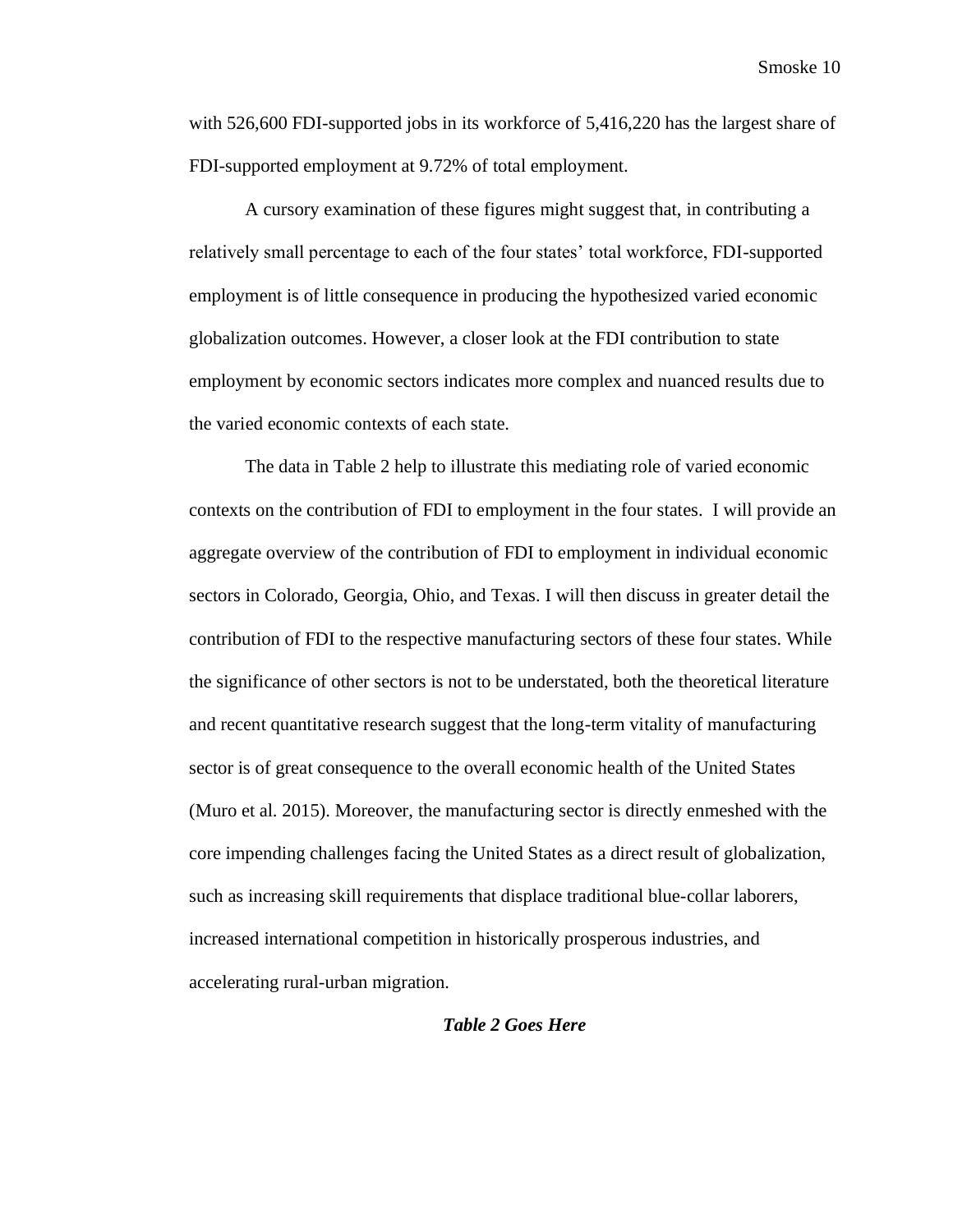with 526,600 FDI-supported jobs in its workforce of 5,416,220 has the largest share of FDI-supported employment at 9.72% of total employment.

A cursory examination of these figures might suggest that, in contributing a relatively small percentage to each of the four states' total workforce, FDI-supported employment is of little consequence in producing the hypothesized varied economic globalization outcomes. However, a closer look at the FDI contribution to state employment by economic sectors indicates more complex and nuanced results due to the varied economic contexts of each state.

The data in Table 2 help to illustrate this mediating role of varied economic contexts on the contribution of FDI to employment in the four states. I will provide an aggregate overview of the contribution of FDI to employment in individual economic sectors in Colorado, Georgia, Ohio, and Texas. I will then discuss in greater detail the contribution of FDI to the respective manufacturing sectors of these four states. While the significance of other sectors is not to be understated, both the theoretical literature and recent quantitative research suggest that the long-term vitality of manufacturing sector is of great consequence to the overall economic health of the United States (Muro et al. 2015). Moreover, the manufacturing sector is directly enmeshed with the core impending challenges facing the United States as a direct result of globalization, such as increasing skill requirements that displace traditional blue-collar laborers, increased international competition in historically prosperous industries, and accelerating rural-urban migration.

***Table 2 Goes Here***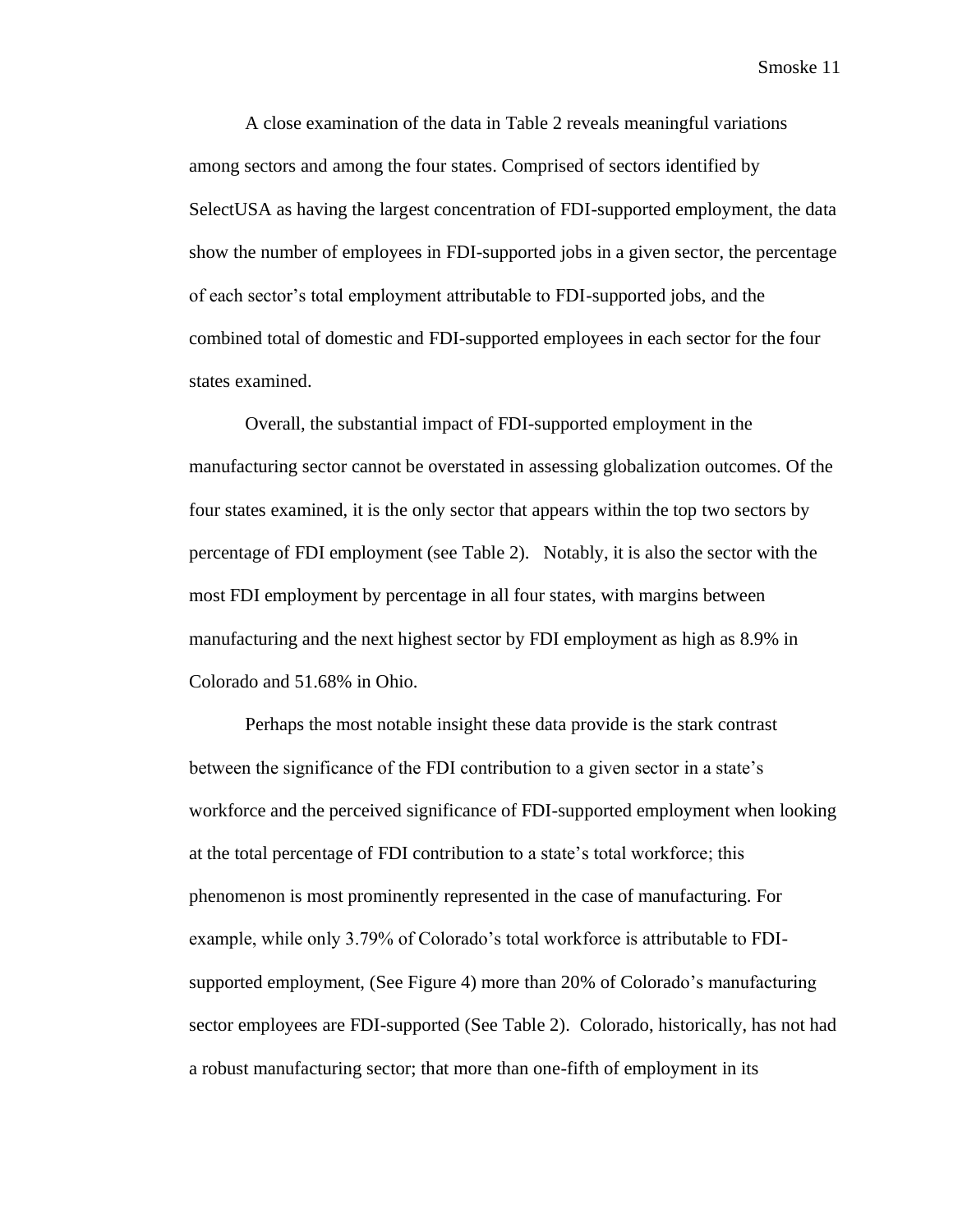A close examination of the data in Table 2 reveals meaningful variations among sectors and among the four states. Comprised of sectors identified by SelectUSA as having the largest concentration of FDI-supported employment, the data show the number of employees in FDI-supported jobs in a given sector, the percentage of each sector's total employment attributable to FDI-supported jobs, and the combined total of domestic and FDI-supported employees in each sector for the four states examined.

Overall, the substantial impact of FDI-supported employment in the manufacturing sector cannot be overstated in assessing globalization outcomes. Of the four states examined, it is the only sector that appears within the top two sectors by percentage of FDI employment (see Table 2). Notably, it is also the sector with the most FDI employment by percentage in all four states, with margins between manufacturing and the next highest sector by FDI employment as high as 8.9% in Colorado and 51.68% in Ohio.

Perhaps the most notable insight these data provide is the stark contrast between the significance of the FDI contribution to a given sector in a state's workforce and the perceived significance of FDI-supported employment when looking at the total percentage of FDI contribution to a state's total workforce; this phenomenon is most prominently represented in the case of manufacturing. For example, while only 3.79% of Colorado's total workforce is attributable to FDI-supported employment, (See Figure 4) more than 20% of Colorado's manufacturing sector employees are FDI-supported (See Table 2). Colorado, historically, has not had a robust manufacturing sector; that more than one-fifth of employment in its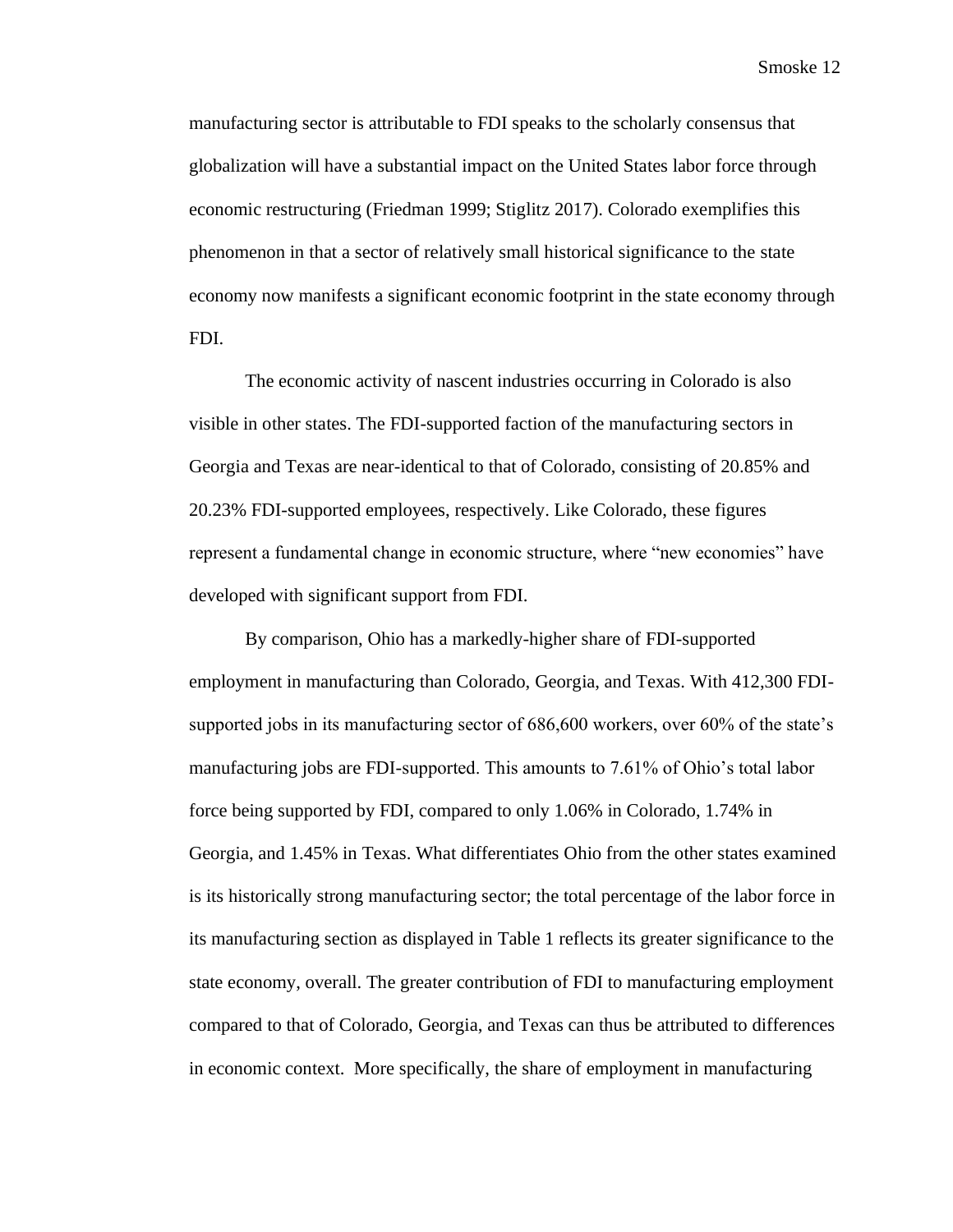manufacturing sector is attributable to FDI speaks to the scholarly consensus that globalization will have a substantial impact on the United States labor force through economic restructuring (Friedman 1999; Stiglitz 2017). Colorado exemplifies this phenomenon in that a sector of relatively small historical significance to the state economy now manifests a significant economic footprint in the state economy through FDI.

The economic activity of nascent industries occurring in Colorado is also visible in other states. The FDI-supported faction of the manufacturing sectors in Georgia and Texas are near-identical to that of Colorado, consisting of 20.85% and 20.23% FDI-supported employees, respectively. Like Colorado, these figures represent a fundamental change in economic structure, where "new economies" have developed with significant support from FDI.

By comparison, Ohio has a markedly-higher share of FDI-supported employment in manufacturing than Colorado, Georgia, and Texas. With 412,300 FDI-supported jobs in its manufacturing sector of 686,600 workers, over 60% of the state's manufacturing jobs are FDI-supported. This amounts to 7.61% of Ohio's total labor force being supported by FDI, compared to only 1.06% in Colorado, 1.74% in Georgia, and 1.45% in Texas. What differentiates Ohio from the other states examined is its historically strong manufacturing sector; the total percentage of the labor force in its manufacturing section as displayed in Table 1 reflects its greater significance to the state economy, overall. The greater contribution of FDI to manufacturing employment compared to that of Colorado, Georgia, and Texas can thus be attributed to differences in economic context. More specifically, the share of employment in manufacturing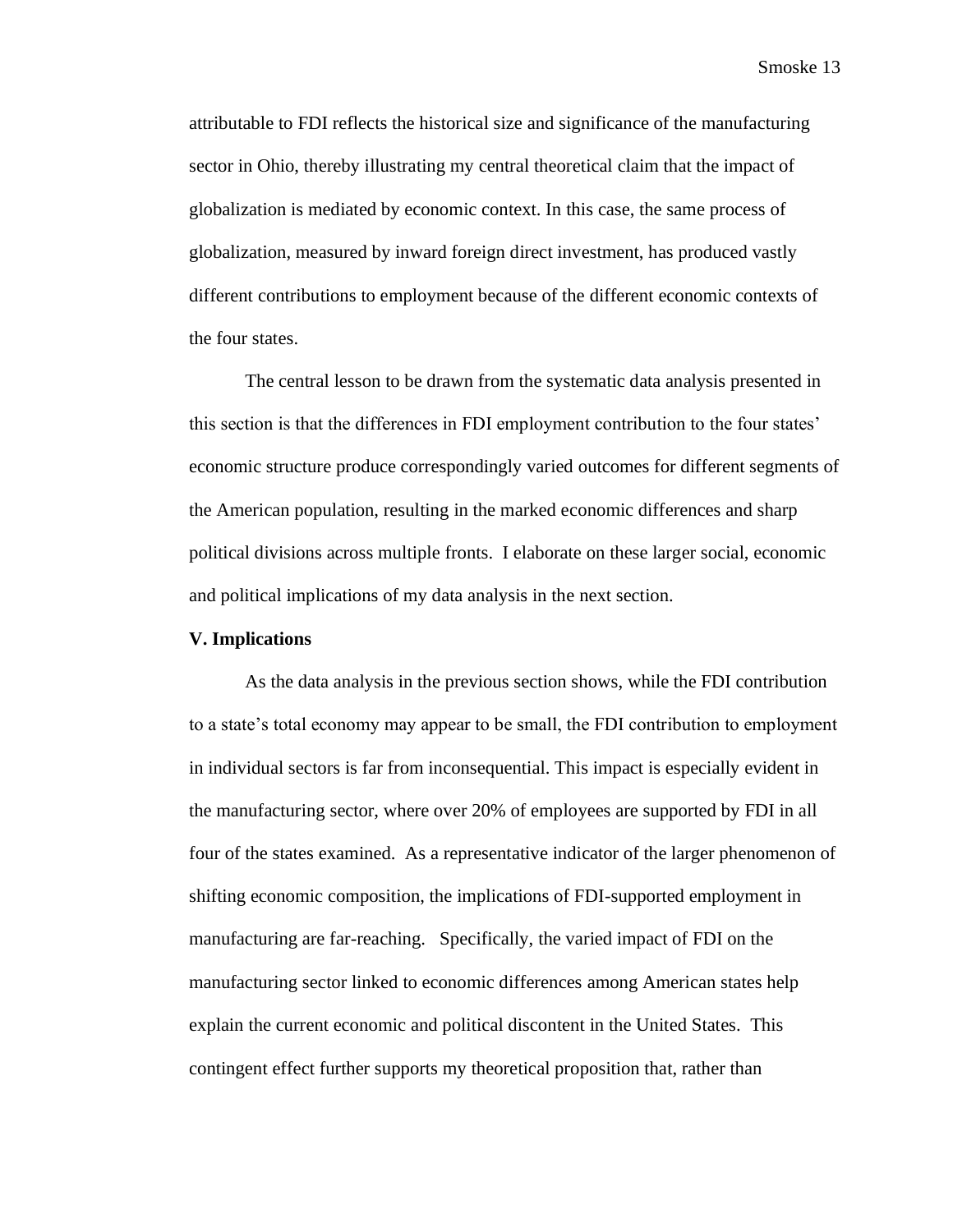attributable to FDI reflects the historical size and significance of the manufacturing sector in Ohio, thereby illustrating my central theoretical claim that the impact of globalization is mediated by economic context. In this case, the same process of globalization, measured by inward foreign direct investment, has produced vastly different contributions to employment because of the different economic contexts of the four states.

The central lesson to be drawn from the systematic data analysis presented in this section is that the differences in FDI employment contribution to the four states' economic structure produce correspondingly varied outcomes for different segments of the American population, resulting in the marked economic differences and sharp political divisions across multiple fronts. I elaborate on these larger social, economic and political implications of my data analysis in the next section.

## V. Implications

As the data analysis in the previous section shows, while the FDI contribution to a state's total economy may appear to be small, the FDI contribution to employment in individual sectors is far from inconsequential. This impact is especially evident in the manufacturing sector, where over 20% of employees are supported by FDI in all four of the states examined. As a representative indicator of the larger phenomenon of shifting economic composition, the implications of FDI-supported employment in manufacturing are far-reaching. Specifically, the varied impact of FDI on the manufacturing sector linked to economic differences among American states help explain the current economic and political discontent in the United States. This contingent effect further supports my theoretical proposition that, rather than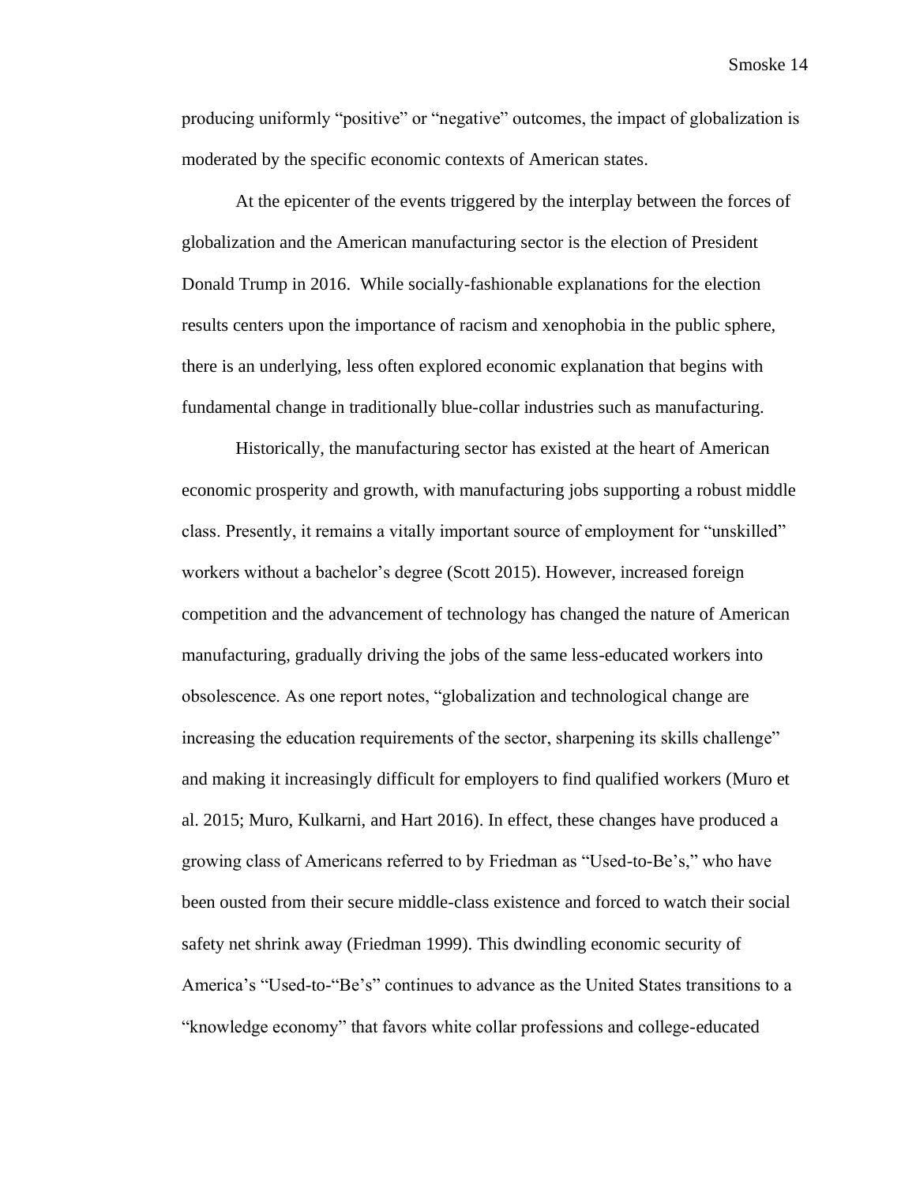producing uniformly "positive" or "negative" outcomes, the impact of globalization is moderated by the specific economic contexts of American states.

At the epicenter of the events triggered by the interplay between the forces of globalization and the American manufacturing sector is the election of President Donald Trump in 2016. While socially-fashionable explanations for the election results centers upon the importance of racism and xenophobia in the public sphere, there is an underlying, less often explored economic explanation that begins with fundamental change in traditionally blue-collar industries such as manufacturing.

Historically, the manufacturing sector has existed at the heart of American economic prosperity and growth, with manufacturing jobs supporting a robust middle class. Presently, it remains a vitally important source of employment for "unskilled" workers without a bachelor's degree (Scott 2015). However, increased foreign competition and the advancement of technology has changed the nature of American manufacturing, gradually driving the jobs of the same less-educated workers into obsolescence. As one report notes, "globalization and technological change are increasing the education requirements of the sector, sharpening its skills challenge" and making it increasingly difficult for employers to find qualified workers (Muro et al. 2015; Muro, Kulkarni, and Hart 2016). In effect, these changes have produced a growing class of Americans referred to by Friedman as "Used-to-Be's," who have been ousted from their secure middle-class existence and forced to watch their social safety net shrink away (Friedman 1999). This dwindling economic security of America's "Used-to-"Be's" continues to advance as the United States transitions to a "knowledge economy" that favors white collar professions and college-educated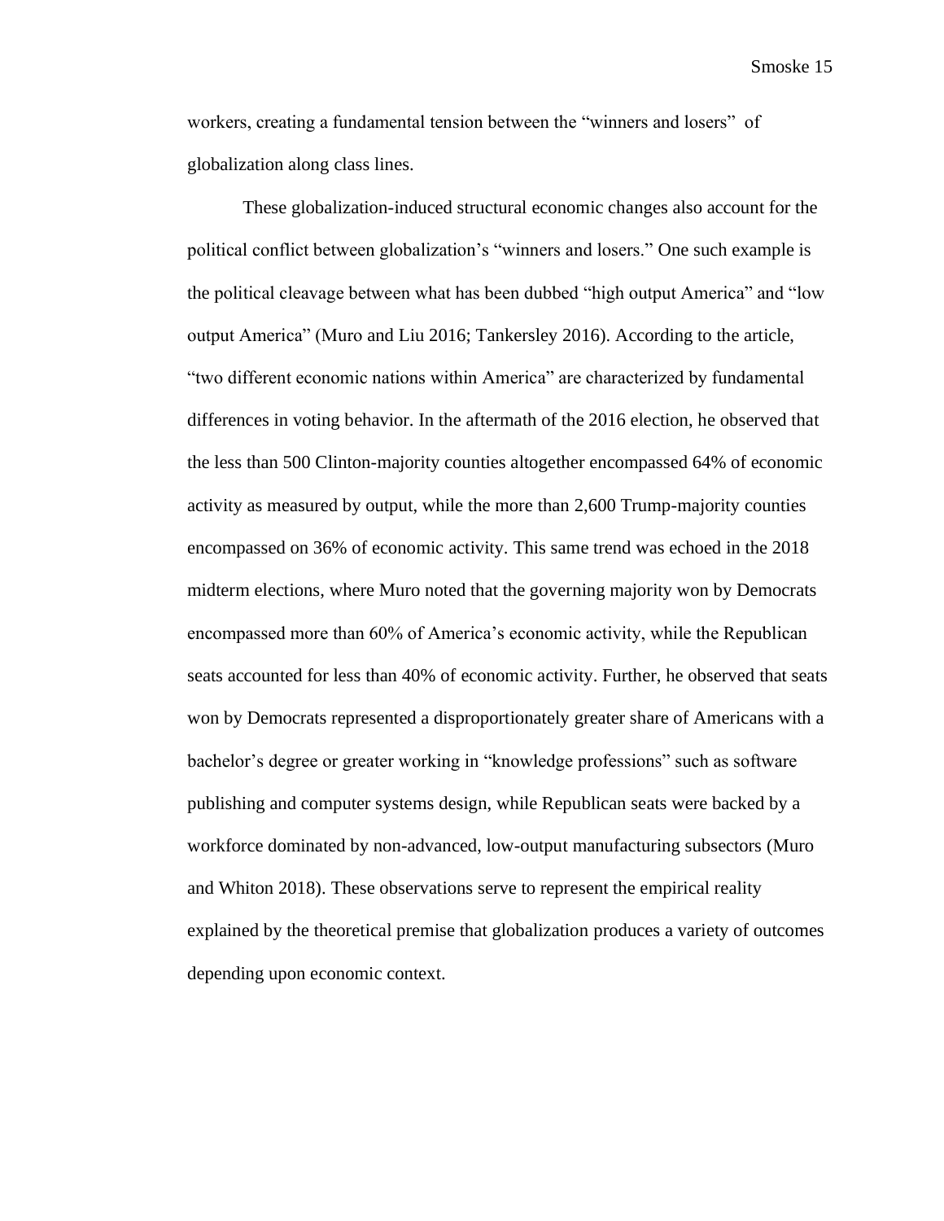workers, creating a fundamental tension between the "winners and losers" of globalization along class lines.

These globalization-induced structural economic changes also account for the political conflict between globalization's "winners and losers." One such example is the political cleavage between what has been dubbed "high output America" and "low output America" (Muro and Liu 2016; Tankersley 2016). According to the article, "two different economic nations within America" are characterized by fundamental differences in voting behavior. In the aftermath of the 2016 election, he observed that the less than 500 Clinton-majority counties altogether encompassed 64% of economic activity as measured by output, while the more than 2,600 Trump-majority counties encompassed on 36% of economic activity. This same trend was echoed in the 2018 midterm elections, where Muro noted that the governing majority won by Democrats encompassed more than 60% of America's economic activity, while the Republican seats accounted for less than 40% of economic activity. Further, he observed that seats won by Democrats represented a disproportionately greater share of Americans with a bachelor's degree or greater working in "knowledge professions" such as software publishing and computer systems design, while Republican seats were backed by a workforce dominated by non-advanced, low-output manufacturing subsectors (Muro and Whiton 2018). These observations serve to represent the empirical reality explained by the theoretical premise that globalization produces a variety of outcomes depending upon economic context.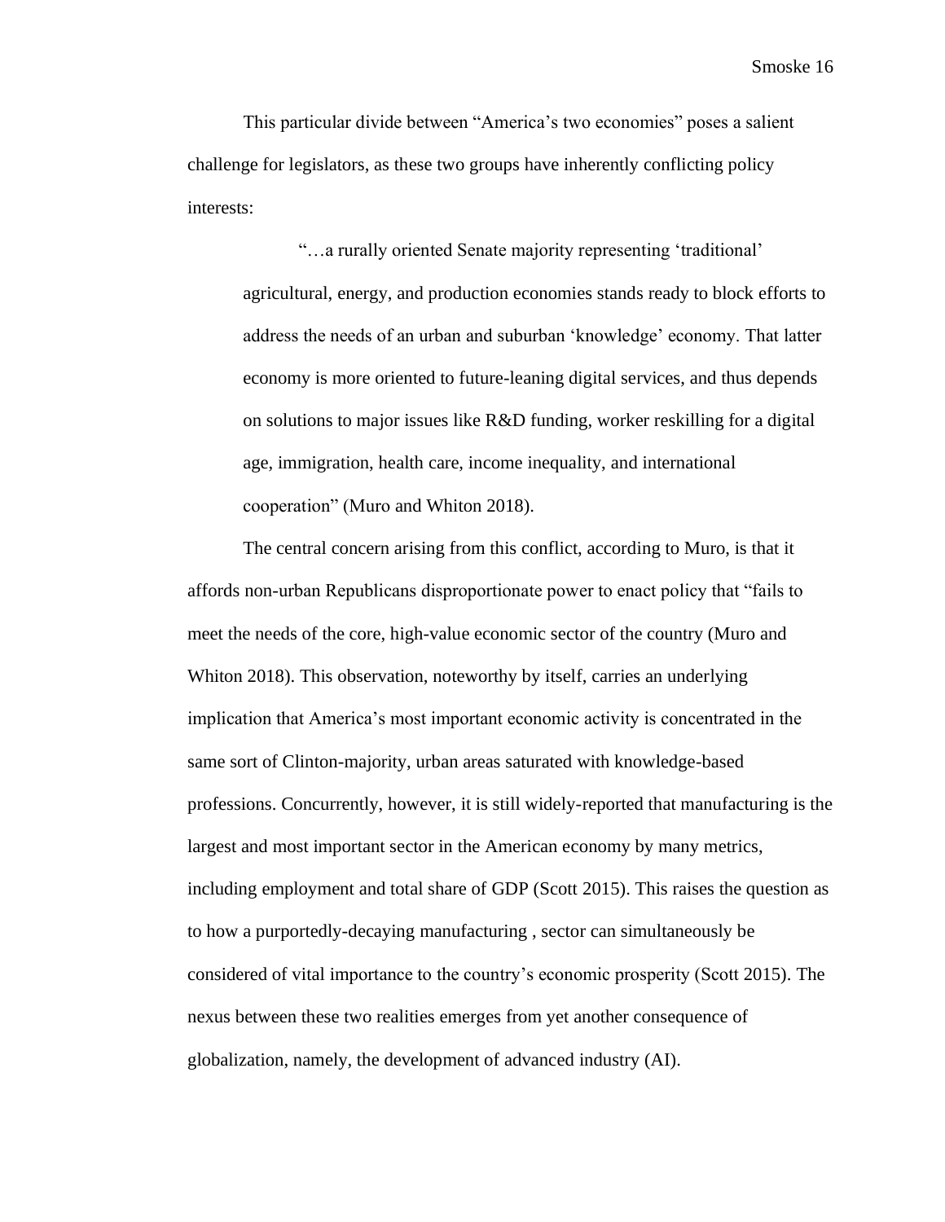This particular divide between "America's two economies" poses a salient challenge for legislators, as these two groups have inherently conflicting policy interests:

> "…a rurally oriented Senate majority representing 'traditional' agricultural, energy, and production economies stands ready to block efforts to address the needs of an urban and suburban 'knowledge' economy. That latter economy is more oriented to future-leaning digital services, and thus depends on solutions to major issues like R&D funding, worker reskilling for a digital age, immigration, health care, income inequality, and international cooperation" (Muro and Whiton 2018).

The central concern arising from this conflict, according to Muro, is that it affords non-urban Republicans disproportionate power to enact policy that "fails to meet the needs of the core, high-value economic sector of the country (Muro and Whiton 2018). This observation, noteworthy by itself, carries an underlying implication that America's most important economic activity is concentrated in the same sort of Clinton-majority, urban areas saturated with knowledge-based professions. Concurrently, however, it is still widely-reported that manufacturing is the largest and most important sector in the American economy by many metrics, including employment and total share of GDP (Scott 2015). This raises the question as to how a purportedly-decaying manufacturing , sector can simultaneously be considered of vital importance to the country's economic prosperity (Scott 2015). The nexus between these two realities emerges from yet another consequence of globalization, namely, the development of advanced industry (AI).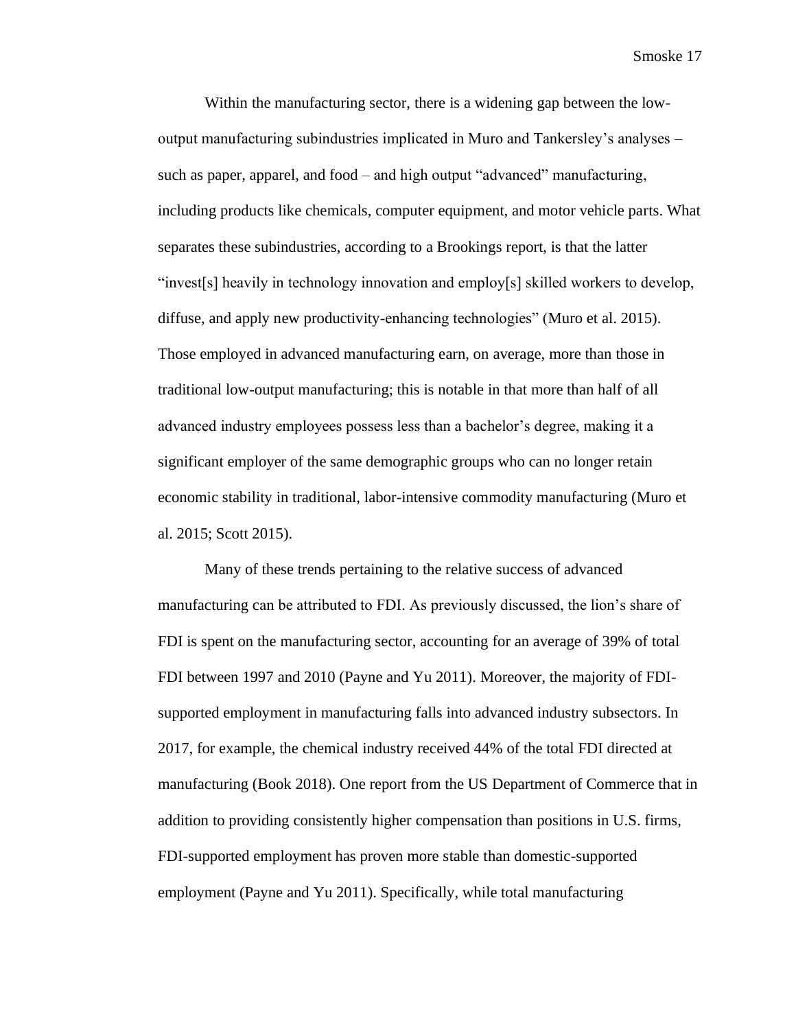Within the manufacturing sector, there is a widening gap between the low-output manufacturing subindustries implicated in Muro and Tankersley's analyses – such as paper, apparel, and food – and high output "advanced" manufacturing, including products like chemicals, computer equipment, and motor vehicle parts. What separates these subindustries, according to a Brookings report, is that the latter "invest[s] heavily in technology innovation and employ[s] skilled workers to develop, diffuse, and apply new productivity-enhancing technologies" (Muro et al. 2015). Those employed in advanced manufacturing earn, on average, more than those in traditional low-output manufacturing; this is notable in that more than half of all advanced industry employees possess less than a bachelor's degree, making it a significant employer of the same demographic groups who can no longer retain economic stability in traditional, labor-intensive commodity manufacturing (Muro et al. 2015; Scott 2015).

Many of these trends pertaining to the relative success of advanced manufacturing can be attributed to FDI. As previously discussed, the lion's share of FDI is spent on the manufacturing sector, accounting for an average of 39% of total FDI between 1997 and 2010 (Payne and Yu 2011). Moreover, the majority of FDI-supported employment in manufacturing falls into advanced industry subsectors. In 2017, for example, the chemical industry received 44% of the total FDI directed at manufacturing (Book 2018). One report from the US Department of Commerce that in addition to providing consistently higher compensation than positions in U.S. firms, FDI-supported employment has proven more stable than domestic-supported employment (Payne and Yu 2011). Specifically, while total manufacturing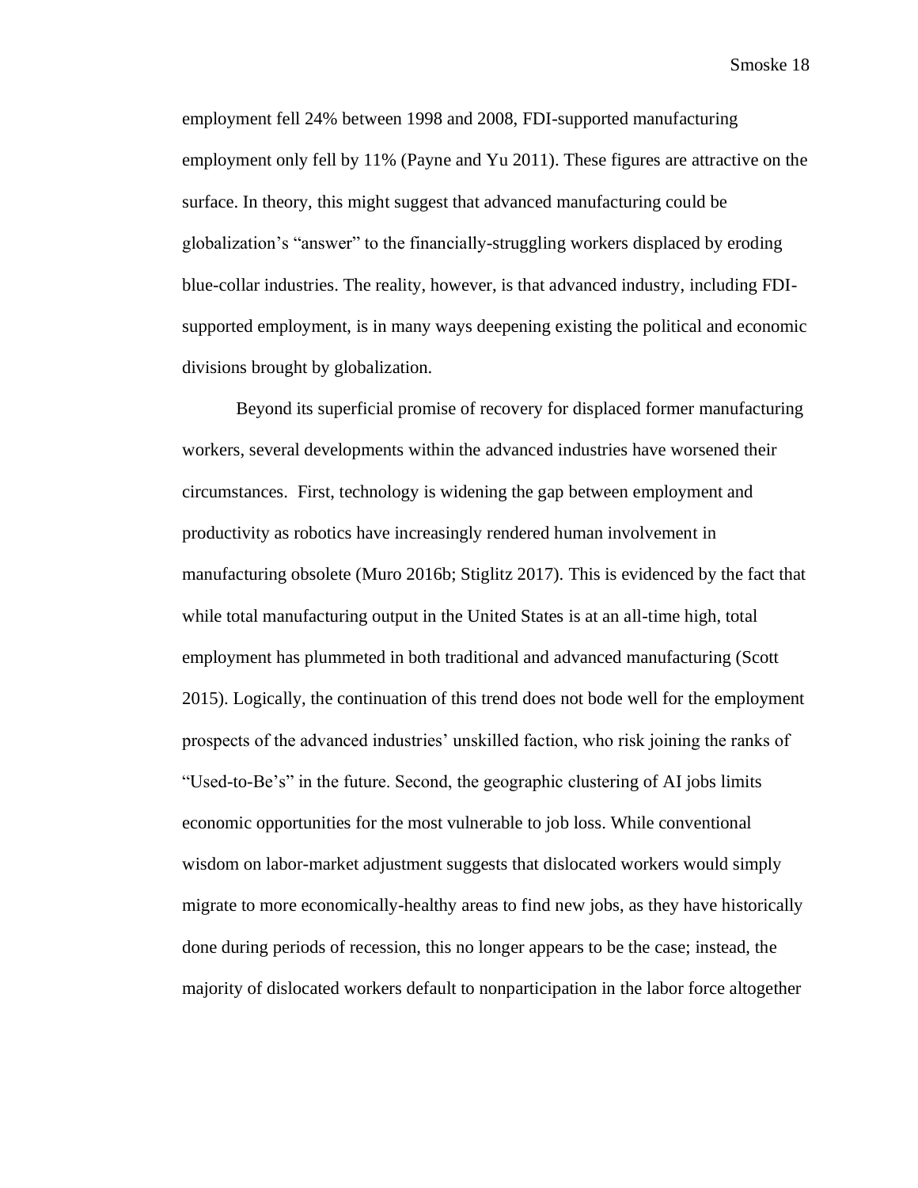employment fell 24% between 1998 and 2008, FDI-supported manufacturing employment only fell by 11% (Payne and Yu 2011). These figures are attractive on the surface. In theory, this might suggest that advanced manufacturing could be globalization's "answer" to the financially-struggling workers displaced by eroding blue-collar industries. The reality, however, is that advanced industry, including FDI-supported employment, is in many ways deepening existing the political and economic divisions brought by globalization.

Beyond its superficial promise of recovery for displaced former manufacturing workers, several developments within the advanced industries have worsened their circumstances. First, technology is widening the gap between employment and productivity as robotics have increasingly rendered human involvement in manufacturing obsolete (Muro 2016b; Stiglitz 2017). This is evidenced by the fact that while total manufacturing output in the United States is at an all-time high, total employment has plummeted in both traditional and advanced manufacturing (Scott 2015). Logically, the continuation of this trend does not bode well for the employment prospects of the advanced industries' unskilled faction, who risk joining the ranks of "Used-to-Be's" in the future. Second, the geographic clustering of AI jobs limits economic opportunities for the most vulnerable to job loss. While conventional wisdom on labor-market adjustment suggests that dislocated workers would simply migrate to more economically-healthy areas to find new jobs, as they have historically done during periods of recession, this no longer appears to be the case; instead, the majority of dislocated workers default to nonparticipation in the labor force altogether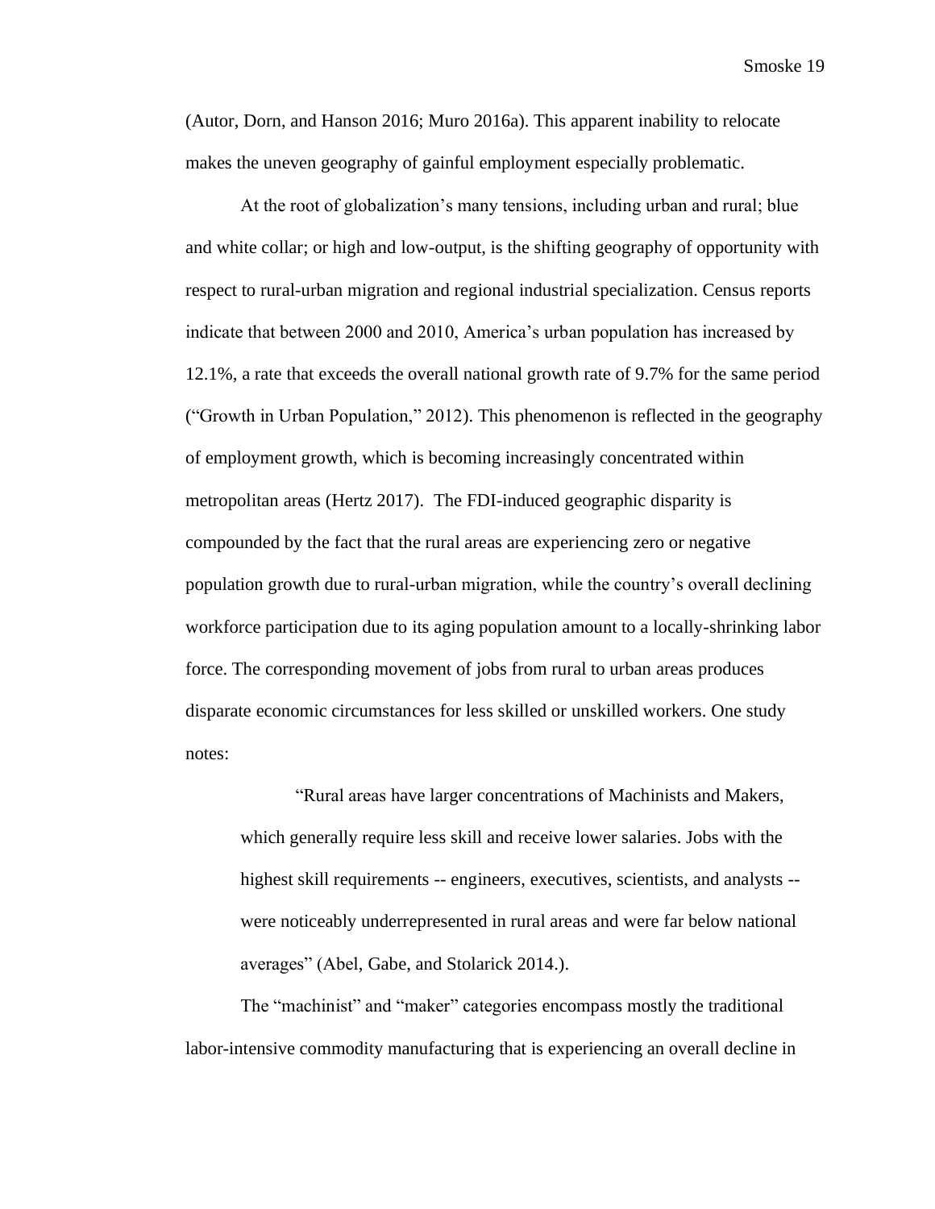(Autor, Dorn, and Hanson 2016; Muro 2016a). This apparent inability to relocate makes the uneven geography of gainful employment especially problematic.

At the root of globalization's many tensions, including urban and rural; blue and white collar; or high and low-output, is the shifting geography of opportunity with respect to rural-urban migration and regional industrial specialization. Census reports indicate that between 2000 and 2010, America's urban population has increased by 12.1%, a rate that exceeds the overall national growth rate of 9.7% for the same period ("Growth in Urban Population," 2012). This phenomenon is reflected in the geography of employment growth, which is becoming increasingly concentrated within metropolitan areas (Hertz 2017). The FDI-induced geographic disparity is compounded by the fact that the rural areas are experiencing zero or negative population growth due to rural-urban migration, while the country's overall declining workforce participation due to its aging population amount to a locally-shrinking labor force. The corresponding movement of jobs from rural to urban areas produces disparate economic circumstances for less skilled or unskilled workers. One study notes:

> "Rural areas have larger concentrations of Machinists and Makers, which generally require less skill and receive lower salaries. Jobs with the highest skill requirements -- engineers, executives, scientists, and analysts -- were noticeably underrepresented in rural areas and were far below national averages" (Abel, Gabe, and Stolarick 2014.).

The "machinist" and "maker" categories encompass mostly the traditional labor-intensive commodity manufacturing that is experiencing an overall decline in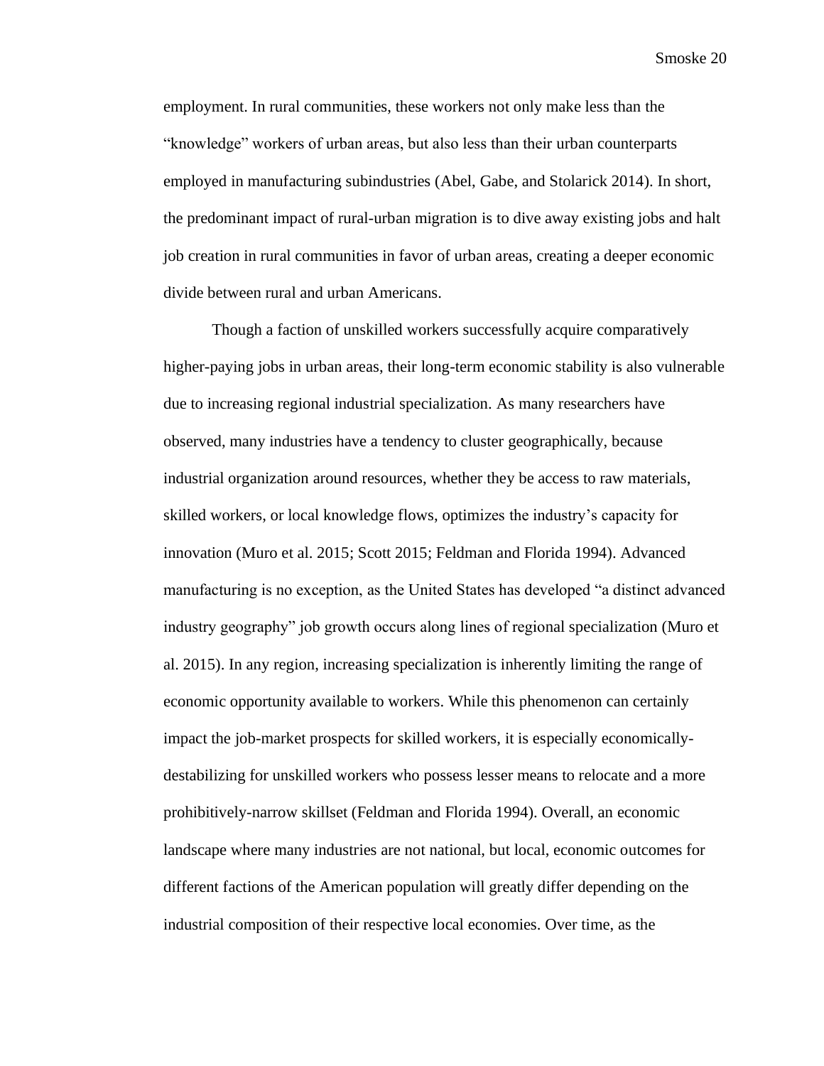employment. In rural communities, these workers not only make less than the "knowledge" workers of urban areas, but also less than their urban counterparts employed in manufacturing subindustries (Abel, Gabe, and Stolarick 2014). In short, the predominant impact of rural-urban migration is to dive away existing jobs and halt job creation in rural communities in favor of urban areas, creating a deeper economic divide between rural and urban Americans.

Though a faction of unskilled workers successfully acquire comparatively higher-paying jobs in urban areas, their long-term economic stability is also vulnerable due to increasing regional industrial specialization. As many researchers have observed, many industries have a tendency to cluster geographically, because industrial organization around resources, whether they be access to raw materials, skilled workers, or local knowledge flows, optimizes the industry's capacity for innovation (Muro et al. 2015; Scott 2015; Feldman and Florida 1994). Advanced manufacturing is no exception, as the United States has developed "a distinct advanced industry geography" job growth occurs along lines of regional specialization (Muro et al. 2015). In any region, increasing specialization is inherently limiting the range of economic opportunity available to workers. While this phenomenon can certainly impact the job-market prospects for skilled workers, it is especially economically-destabilizing for unskilled workers who possess lesser means to relocate and a more prohibitively-narrow skillset (Feldman and Florida 1994). Overall, an economic landscape where many industries are not national, but local, economic outcomes for different factions of the American population will greatly differ depending on the industrial composition of their respective local economies. Over time, as the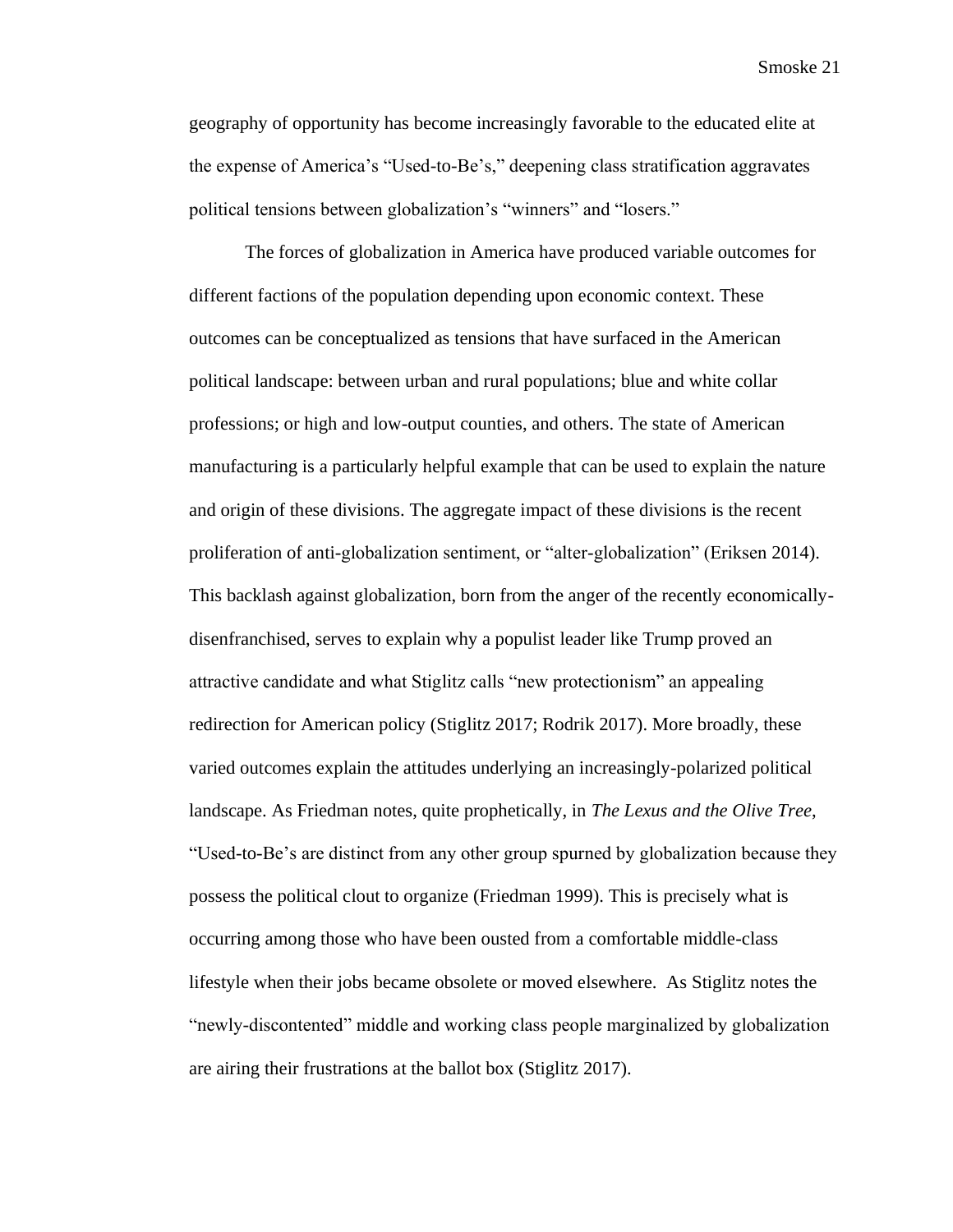geography of opportunity has become increasingly favorable to the educated elite at the expense of America's "Used-to-Be's," deepening class stratification aggravates political tensions between globalization's "winners" and "losers."

The forces of globalization in America have produced variable outcomes for different factions of the population depending upon economic context. These outcomes can be conceptualized as tensions that have surfaced in the American political landscape: between urban and rural populations; blue and white collar professions; or high and low-output counties, and others. The state of American manufacturing is a particularly helpful example that can be used to explain the nature and origin of these divisions. The aggregate impact of these divisions is the recent proliferation of anti-globalization sentiment, or "alter-globalization" (Eriksen 2014). This backlash against globalization, born from the anger of the recently economically-disenfranchised, serves to explain why a populist leader like Trump proved an attractive candidate and what Stiglitz calls "new protectionism" an appealing redirection for American policy (Stiglitz 2017; Rodrik 2017). More broadly, these varied outcomes explain the attitudes underlying an increasingly-polarized political landscape. As Friedman notes, quite prophetically, in *The Lexus and the Olive Tree*, "Used-to-Be's are distinct from any other group spurned by globalization because they possess the political clout to organize (Friedman 1999). This is precisely what is occurring among those who have been ousted from a comfortable middle-class lifestyle when their jobs became obsolete or moved elsewhere. As Stiglitz notes the "newly-discontented" middle and working class people marginalized by globalization are airing their frustrations at the ballot box (Stiglitz 2017).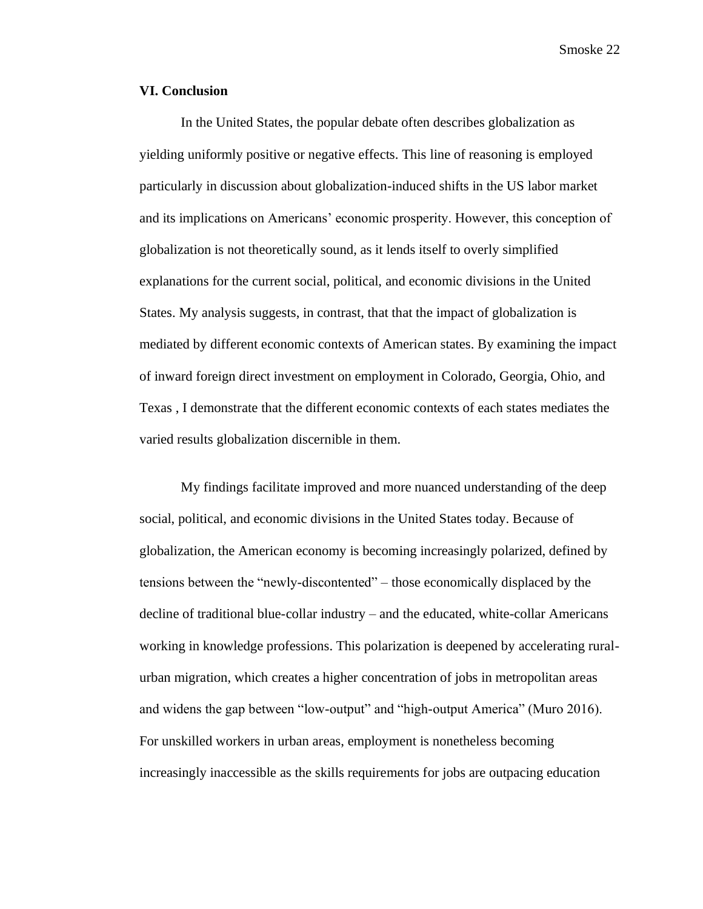### VI. Conclusion

In the United States, the popular debate often describes globalization as yielding uniformly positive or negative effects. This line of reasoning is employed particularly in discussion about globalization-induced shifts in the US labor market and its implications on Americans' economic prosperity. However, this conception of globalization is not theoretically sound, as it lends itself to overly simplified explanations for the current social, political, and economic divisions in the United States. My analysis suggests, in contrast, that that the impact of globalization is mediated by different economic contexts of American states. By examining the impact of inward foreign direct investment on employment in Colorado, Georgia, Ohio, and Texas , I demonstrate that the different economic contexts of each states mediates the varied results globalization discernible in them.

My findings facilitate improved and more nuanced understanding of the deep social, political, and economic divisions in the United States today. Because of globalization, the American economy is becoming increasingly polarized, defined by tensions between the "newly-discontented" – those economically displaced by the decline of traditional blue-collar industry – and the educated, white-collar Americans working in knowledge professions. This polarization is deepened by accelerating rural-urban migration, which creates a higher concentration of jobs in metropolitan areas and widens the gap between "low-output" and "high-output America" (Muro 2016). For unskilled workers in urban areas, employment is nonetheless becoming increasingly inaccessible as the skills requirements for jobs are outpacing education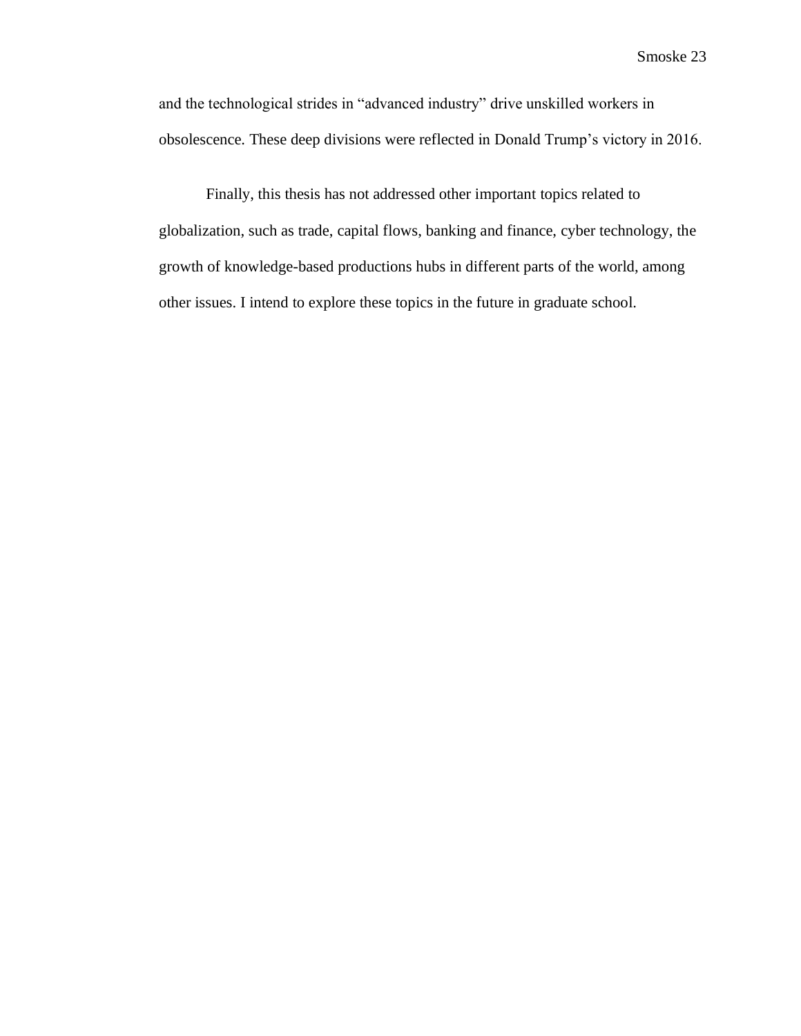and the technological strides in "advanced industry" drive unskilled workers in obsolescence. These deep divisions were reflected in Donald Trump's victory in 2016.

Finally, this thesis has not addressed other important topics related to globalization, such as trade, capital flows, banking and finance, cyber technology, the growth of knowledge-based productions hubs in different parts of the world, among other issues. I intend to explore these topics in the future in graduate school.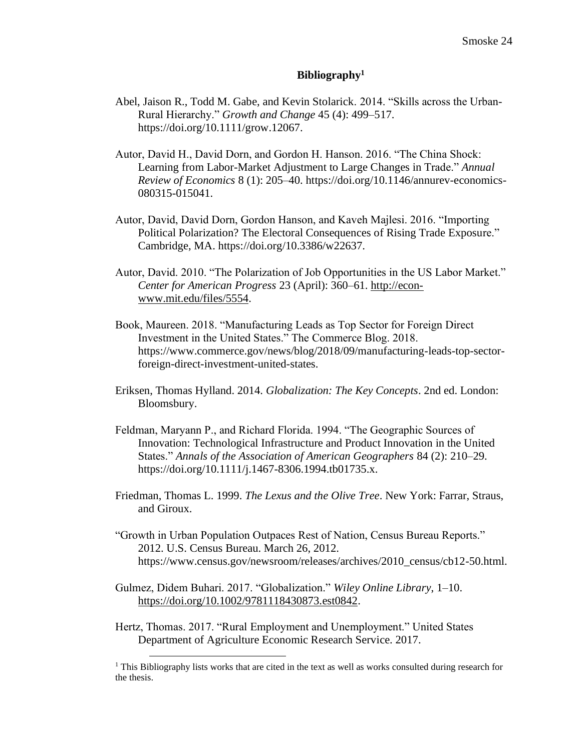# Bibliography[1]

Abel, Jaison R., Todd M. Gabe, and Kevin Stolarick. 2014. "Skills across the Urban-Rural Hierarchy." *Growth and Change* 45 (4): 499–517. https://doi.org/10.1111/grow.12067.

Autor, David H., David Dorn, and Gordon H. Hanson. 2016. "The China Shock: Learning from Labor-Market Adjustment to Large Changes in Trade." *Annual Review of Economics* 8 (1): 205–40. https://doi.org/10.1146/annurev-economics-080315-015041.

Autor, David, David Dorn, Gordon Hanson, and Kaveh Majlesi. 2016. "Importing Political Polarization? The Electoral Consequences of Rising Trade Exposure." Cambridge, MA. https://doi.org/10.3386/w22637.

Autor, David. 2010. "The Polarization of Job Opportunities in the US Labor Market." *Center for American Progress* 23 (April): 360–61. http://econ-www.mit.edu/files/5554.

Book, Maureen. 2018. "Manufacturing Leads as Top Sector for Foreign Direct Investment in the United States." The Commerce Blog. 2018. https://www.commerce.gov/news/blog/2018/09/manufacturing-leads-top-sector-foreign-direct-investment-united-states.

Eriksen, Thomas Hylland. 2014. *Globalization: The Key Concepts*. 2nd ed. London: Bloomsbury.

Feldman, Maryann P., and Richard Florida. 1994. "The Geographic Sources of Innovation: Technological Infrastructure and Product Innovation in the United States." *Annals of the Association of American Geographers* 84 (2): 210–29. https://doi.org/10.1111/j.1467-8306.1994.tb01735.x.

Friedman, Thomas L. 1999. *The Lexus and the Olive Tree*. New York: Farrar, Straus, and Giroux.

"Growth in Urban Population Outpaces Rest of Nation, Census Bureau Reports." 2012. U.S. Census Bureau. March 26, 2012. https://www.census.gov/newsroom/releases/archives/2010_census/cb12-50.html.

Gulmez, Didem Buhari. 2017. "Globalization." *Wiley Online Library*, 1–10. https://doi.org/10.1002/9781118430873.est0842.

Hertz, Thomas. 2017. "Rural Employment and Unemployment." United States Department of Agriculture Economic Research Service. 2017.

[1] This Bibliography lists works that are cited in the text as well as works consulted during research for the thesis.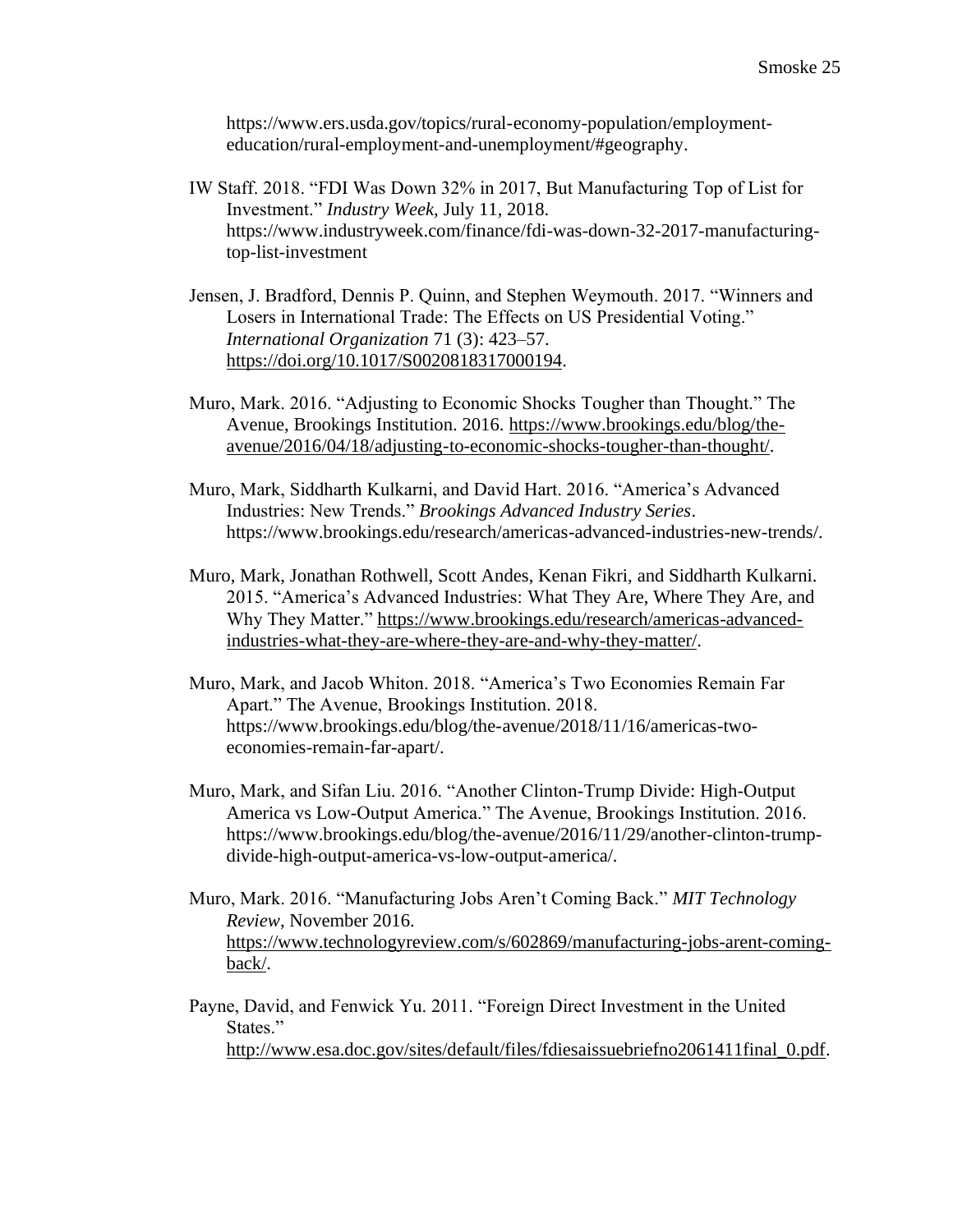https://www.ers.usda.gov/topics/rural-economy-population/employment-education/rural-employment-and-unemployment/#geography.

IW Staff. 2018. "FDI Was Down 32% in 2017, But Manufacturing Top of List for Investment." *Industry Week*, July 11, 2018. https://www.industryweek.com/finance/fdi-was-down-32-2017-manufacturing-top-list-investment

Jensen, J. Bradford, Dennis P. Quinn, and Stephen Weymouth. 2017. "Winners and Losers in International Trade: The Effects on US Presidential Voting." *International Organization* 71 (3): 423–57. https://doi.org/10.1017/S0020818317000194.

Muro, Mark. 2016. "Adjusting to Economic Shocks Tougher than Thought." The Avenue, Brookings Institution. 2016. https://www.brookings.edu/blog/the-avenue/2016/04/18/adjusting-to-economic-shocks-tougher-than-thought/.

Muro, Mark, Siddharth Kulkarni, and David Hart. 2016. "America's Advanced Industries: New Trends." *Brookings Advanced Industry Series*. https://www.brookings.edu/research/americas-advanced-industries-new-trends/.

Muro, Mark, Jonathan Rothwell, Scott Andes, Kenan Fikri, and Siddharth Kulkarni. 2015. "America's Advanced Industries: What They Are, Where They Are, and Why They Matter." https://www.brookings.edu/research/americas-advanced-industries-what-they-are-where-they-are-and-why-they-matter/.

Muro, Mark, and Jacob Whiton. 2018. "America's Two Economies Remain Far Apart." The Avenue, Brookings Institution. 2018. https://www.brookings.edu/blog/the-avenue/2018/11/16/americas-two-economies-remain-far-apart/.

Muro, Mark, and Sifan Liu. 2016. "Another Clinton-Trump Divide: High-Output America vs Low-Output America." The Avenue, Brookings Institution. 2016. https://www.brookings.edu/blog/the-avenue/2016/11/29/another-clinton-trump-divide-high-output-america-vs-low-output-america/.

Muro, Mark. 2016. "Manufacturing Jobs Aren't Coming Back." *MIT Technology Review*, November 2016. https://www.technologyreview.com/s/602869/manufacturing-jobs-arent-coming-back/.

Payne, David, and Fenwick Yu. 2011. "Foreign Direct Investment in the United States." http://www.esa.doc.gov/sites/default/files/fdiesaissuebriefno2061411final_0.pdf.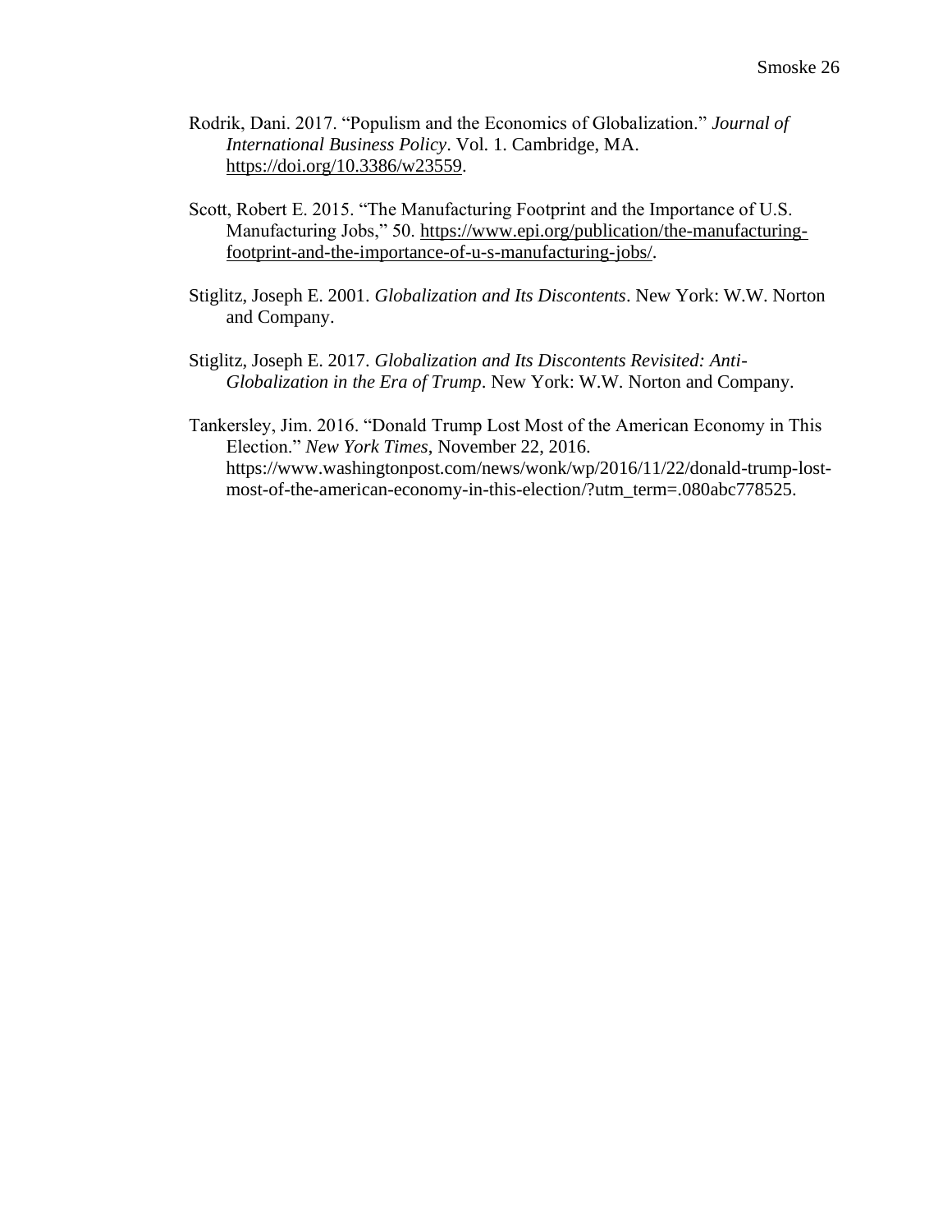Rodrik, Dani. 2017. "Populism and the Economics of Globalization." *Journal of International Business Policy*. Vol. 1. Cambridge, MA. https://doi.org/10.3386/w23559.

Scott, Robert E. 2015. "The Manufacturing Footprint and the Importance of U.S. Manufacturing Jobs," 50. https://www.epi.org/publication/the-manufacturing-footprint-and-the-importance-of-u-s-manufacturing-jobs/.

Stiglitz, Joseph E. 2001. *Globalization and Its Discontents*. New York: W.W. Norton and Company.

Stiglitz, Joseph E. 2017. *Globalization and Its Discontents Revisited: Anti-Globalization in the Era of Trump*. New York: W.W. Norton and Company.

Tankersley, Jim. 2016. "Donald Trump Lost Most of the American Economy in This Election." *New York Times*, November 22, 2016. https://www.washingtonpost.com/news/wonk/wp/2016/11/22/donald-trump-lost-most-of-the-american-economy-in-this-election/?utm_term=.080abc778525.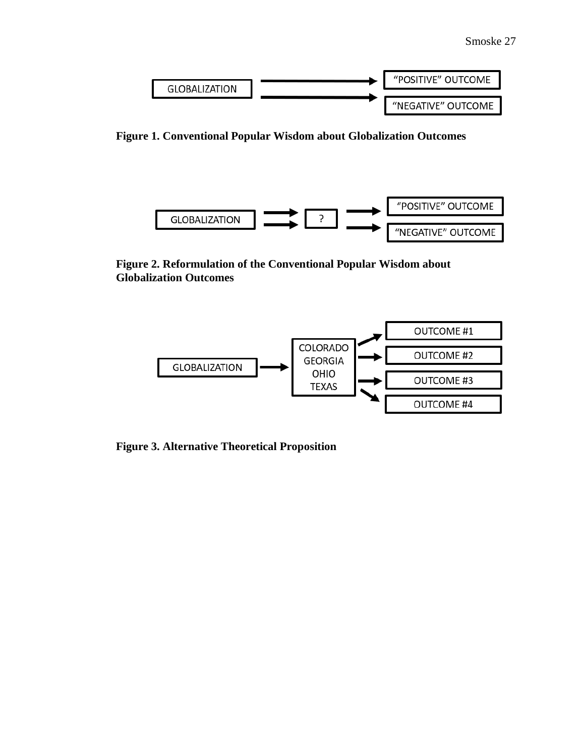GLOBALIZATION → "POSITIVE" OUTCOME

GLOBALIZATION → "NEGATIVE" OUTCOME

**Figure 1. Conventional Popular Wisdom about Globalization Outcomes**

GLOBALIZATION → ? → "POSITIVE" OUTCOME

GLOBALIZATION → ? → "NEGATIVE" OUTCOME

**Figure 2. Reformulation of the Conventional Popular Wisdom about Globalization Outcomes**

GLOBALIZATION → COLORADO GEORGIA OHIO TEXAS → OUTCOME #1, OUTCOME #2, OUTCOME #3, OUTCOME #4

**Figure 3. Alternative Theoretical Proposition**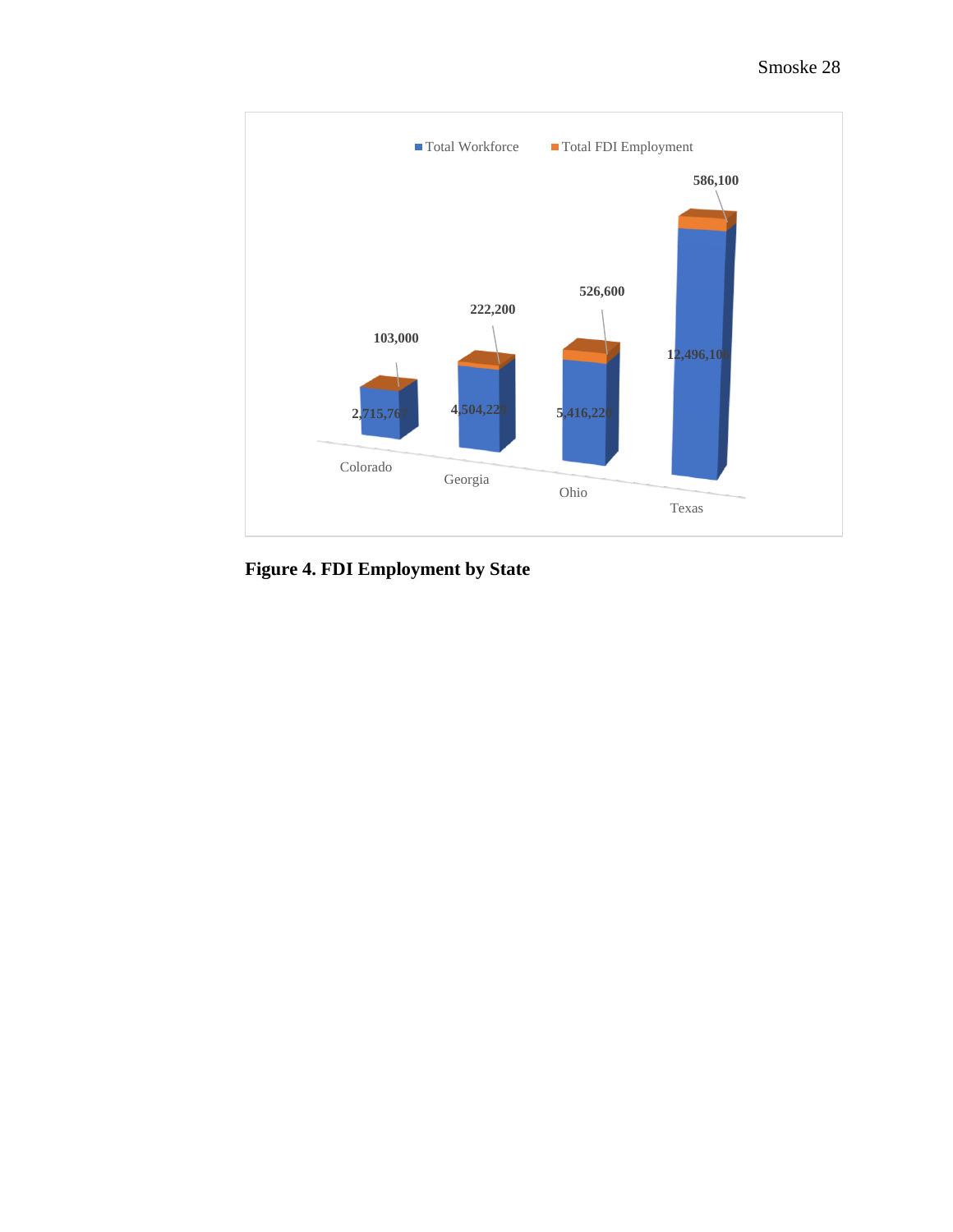**Figure 4. FDI Employment by State**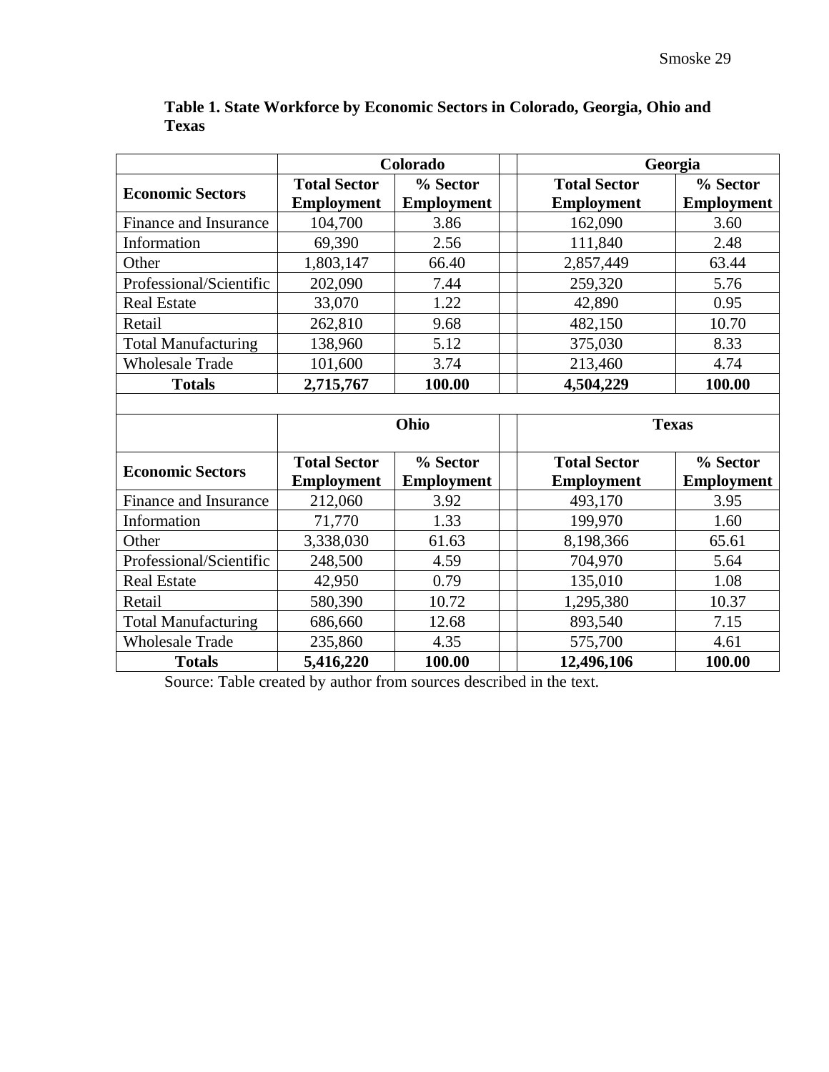**Table 1. State Workforce by Economic Sectors in Colorado, Georgia, Ohio and Texas**

| | Colorado | | | Georgia | |
|---|---|---|---|---|---|
| **Economic Sectors** | **Total Sector Employment** | **% Sector Employment** | | **Total Sector Employment** | **% Sector Employment** |
| Finance and Insurance | 104,700 | 3.86 | | 162,090 | 3.60 |
| Information | 69,390 | 2.56 | | 111,840 | 2.48 |
| Other | 1,803,147 | 66.40 | | 2,857,449 | 63.44 |
| Professional/Scientific | 202,090 | 7.44 | | 259,320 | 5.76 |
| Real Estate | 33,070 | 1.22 | | 42,890 | 0.95 |
| Retail | 262,810 | 9.68 | | 482,150 | 10.70 |
| Total Manufacturing | 138,960 | 5.12 | | 375,030 | 8.33 |
| Wholesale Trade | 101,600 | 3.74 | | 213,460 | 4.74 |
| **Totals** | **2,715,767** | **100.00** | | **4,504,229** | **100.00** |
| | | | | | |
| | **Ohio** | | | **Texas** | |
| **Economic Sectors** | **Total Sector Employment** | **% Sector Employment** | | **Total Sector Employment** | **% Sector Employment** |
| Finance and Insurance | 212,060 | 3.92 | | 493,170 | 3.95 |
| Information | 71,770 | 1.33 | | 199,970 | 1.60 |
| Other | 3,338,030 | 61.63 | | 8,198,366 | 65.61 |
| Professional/Scientific | 248,500 | 4.59 | | 704,970 | 5.64 |
| Real Estate | 42,950 | 0.79 | | 135,010 | 1.08 |
| Retail | 580,390 | 10.72 | | 1,295,380 | 10.37 |
| Total Manufacturing | 686,660 | 12.68 | | 893,540 | 7.15 |
| Wholesale Trade | 235,860 | 4.35 | | 575,700 | 4.61 |
| **Totals** | **5,416,220** | **100.00** | | **12,496,106** | **100.00** |

Source: Table created by author from sources described in the text.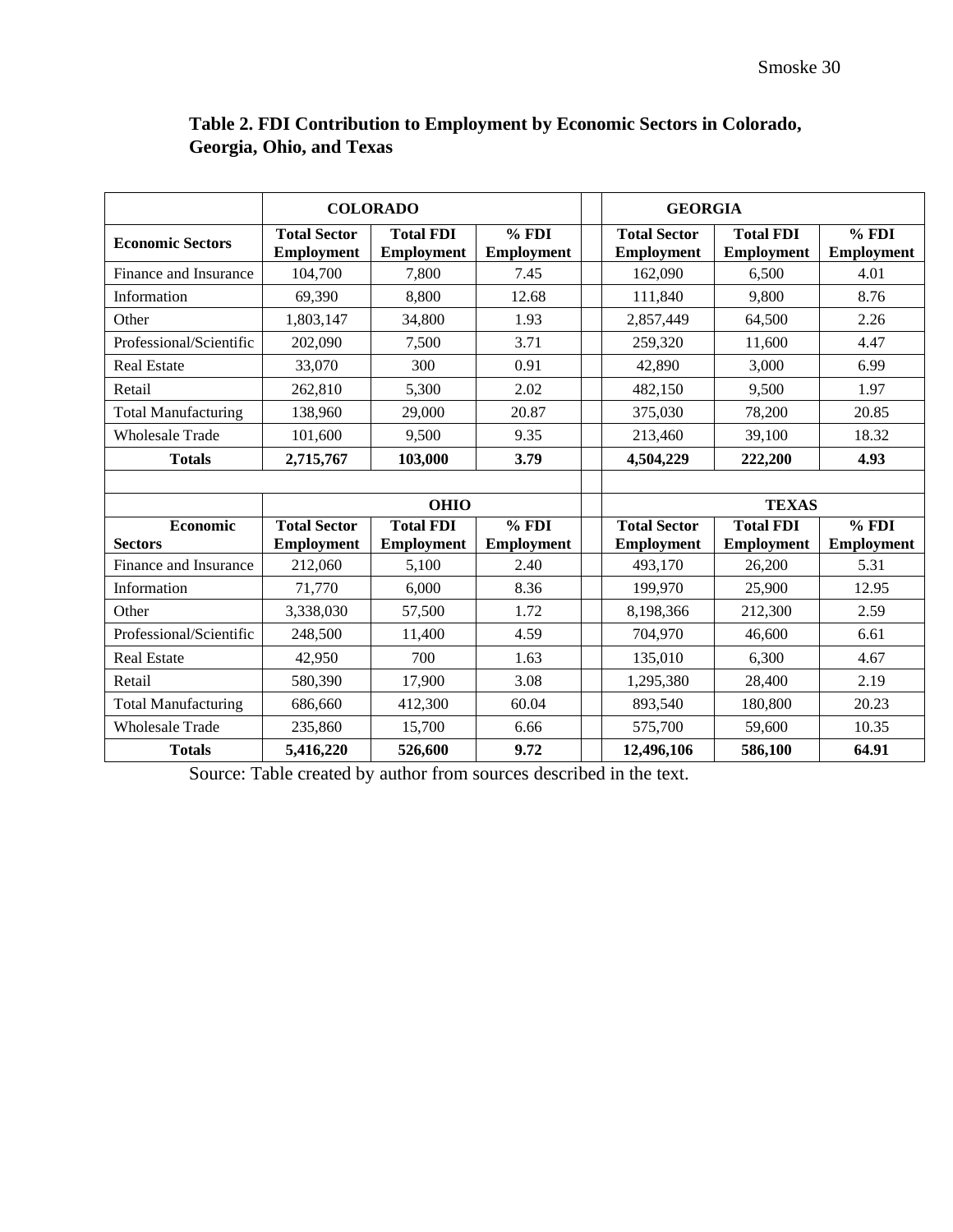**Table 2. FDI Contribution to Employment by Economic Sectors in Colorado, Georgia, Ohio, and Texas**

| | COLORADO | | | | GEORGIA | | |
|---|---|---|---|---|---|---|---|
| **Economic Sectors** | **Total Sector Employment** | **Total FDI Employment** | **% FDI Employment** | | **Total Sector Employment** | **Total FDI Employment** | **% FDI Employment** |
| Finance and Insurance | 104,700 | 7,800 | 7.45 | | 162,090 | 6,500 | 4.01 |
| Information | 69,390 | 8,800 | 12.68 | | 111,840 | 9,800 | 8.76 |
| Other | 1,803,147 | 34,800 | 1.93 | | 2,857,449 | 64,500 | 2.26 |
| Professional/Scientific | 202,090 | 7,500 | 3.71 | | 259,320 | 11,600 | 4.47 |
| Real Estate | 33,070 | 300 | 0.91 | | 42,890 | 3,000 | 6.99 |
| Retail | 262,810 | 5,300 | 2.02 | | 482,150 | 9,500 | 1.97 |
| Total Manufacturing | 138,960 | 29,000 | 20.87 | | 375,030 | 78,200 | 20.85 |
| Wholesale Trade | 101,600 | 9,500 | 9.35 | | 213,460 | 39,100 | 18.32 |
| **Totals** | **2,715,767** | **103,000** | **3.79** | | **4,504,229** | **222,200** | **4.93** |
| | | | | | | | |
| | **OHIO** | | | | **TEXAS** | | |
| **Economic Sectors** | **Total Sector Employment** | **Total FDI Employment** | **% FDI Employment** | | **Total Sector Employment** | **Total FDI Employment** | **% FDI Employment** |
| Finance and Insurance | 212,060 | 5,100 | 2.40 | | 493,170 | 26,200 | 5.31 |
| Information | 71,770 | 6,000 | 8.36 | | 199,970 | 25,900 | 12.95 |
| Other | 3,338,030 | 57,500 | 1.72 | | 8,198,366 | 212,300 | 2.59 |
| Professional/Scientific | 248,500 | 11,400 | 4.59 | | 704,970 | 46,600 | 6.61 |
| Real Estate | 42,950 | 700 | 1.63 | | 135,010 | 6,300 | 4.67 |
| Retail | 580,390 | 17,900 | 3.08 | | 1,295,380 | 28,400 | 2.19 |
| Total Manufacturing | 686,660 | 412,300 | 60.04 | | 893,540 | 180,800 | 20.23 |
| Wholesale Trade | 235,860 | 15,700 | 6.66 | | 575,700 | 59,600 | 10.35 |
| **Totals** | **5,416,220** | **526,600** | **9.72** | | **12,496,106** | **586,100** | **64.91** |

Source: Table created by author from sources described in the text.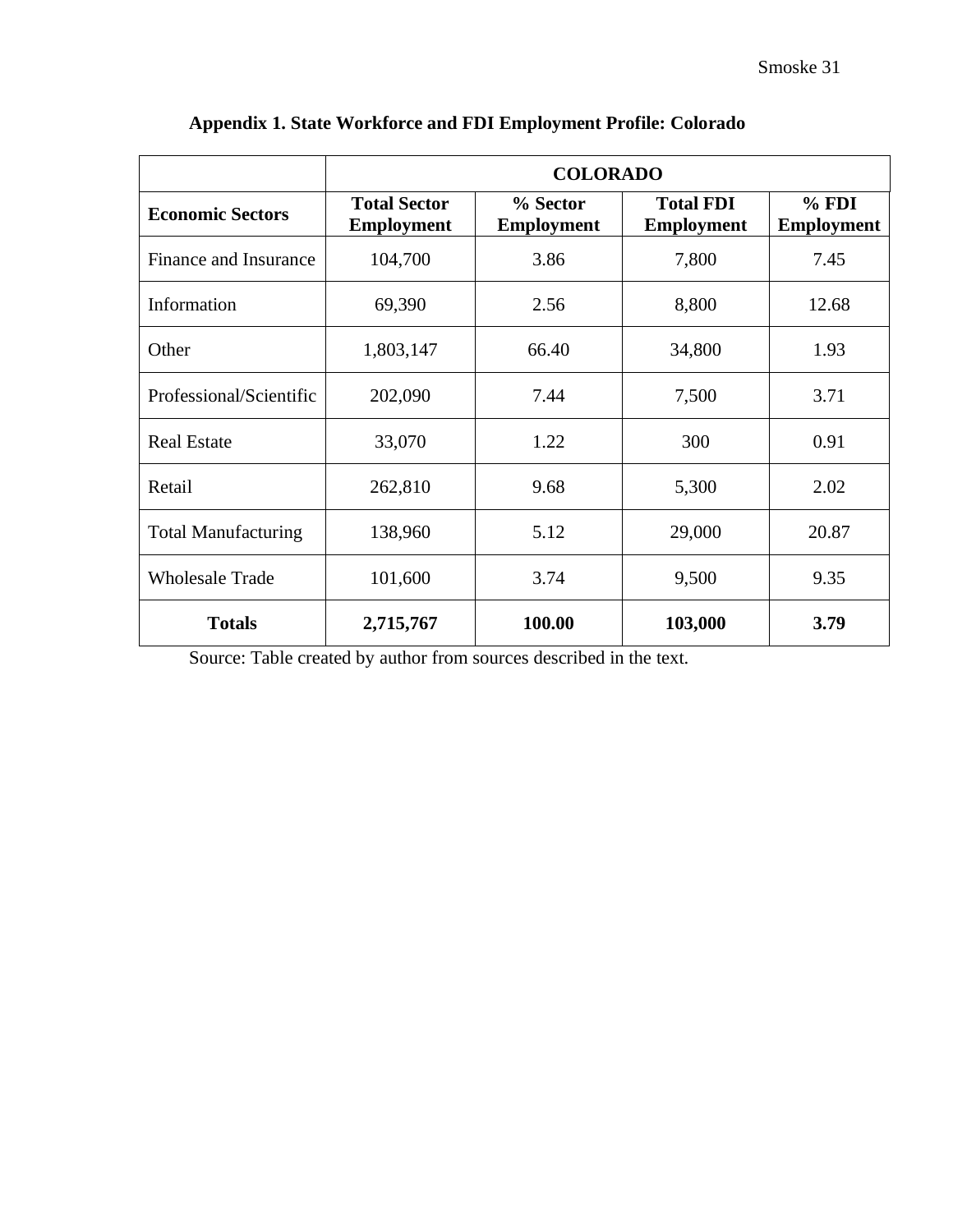**Appendix 1. State Workforce and FDI Employment Profile: Colorado**

| | COLORADO | | | |
|---|---|---|---|---|
| **Economic Sectors** | **Total Sector Employment** | **% Sector Employment** | **Total FDI Employment** | **% FDI Employment** |
| Finance and Insurance | 104,700 | 3.86 | 7,800 | 7.45 |
| Information | 69,390 | 2.56 | 8,800 | 12.68 |
| Other | 1,803,147 | 66.40 | 34,800 | 1.93 |
| Professional/Scientific | 202,090 | 7.44 | 7,500 | 3.71 |
| Real Estate | 33,070 | 1.22 | 300 | 0.91 |
| Retail | 262,810 | 9.68 | 5,300 | 2.02 |
| Total Manufacturing | 138,960 | 5.12 | 29,000 | 20.87 |
| Wholesale Trade | 101,600 | 3.74 | 9,500 | 9.35 |
| **Totals** | **2,715,767** | **100.00** | **103,000** | **3.79** |

Source: Table created by author from sources described in the text.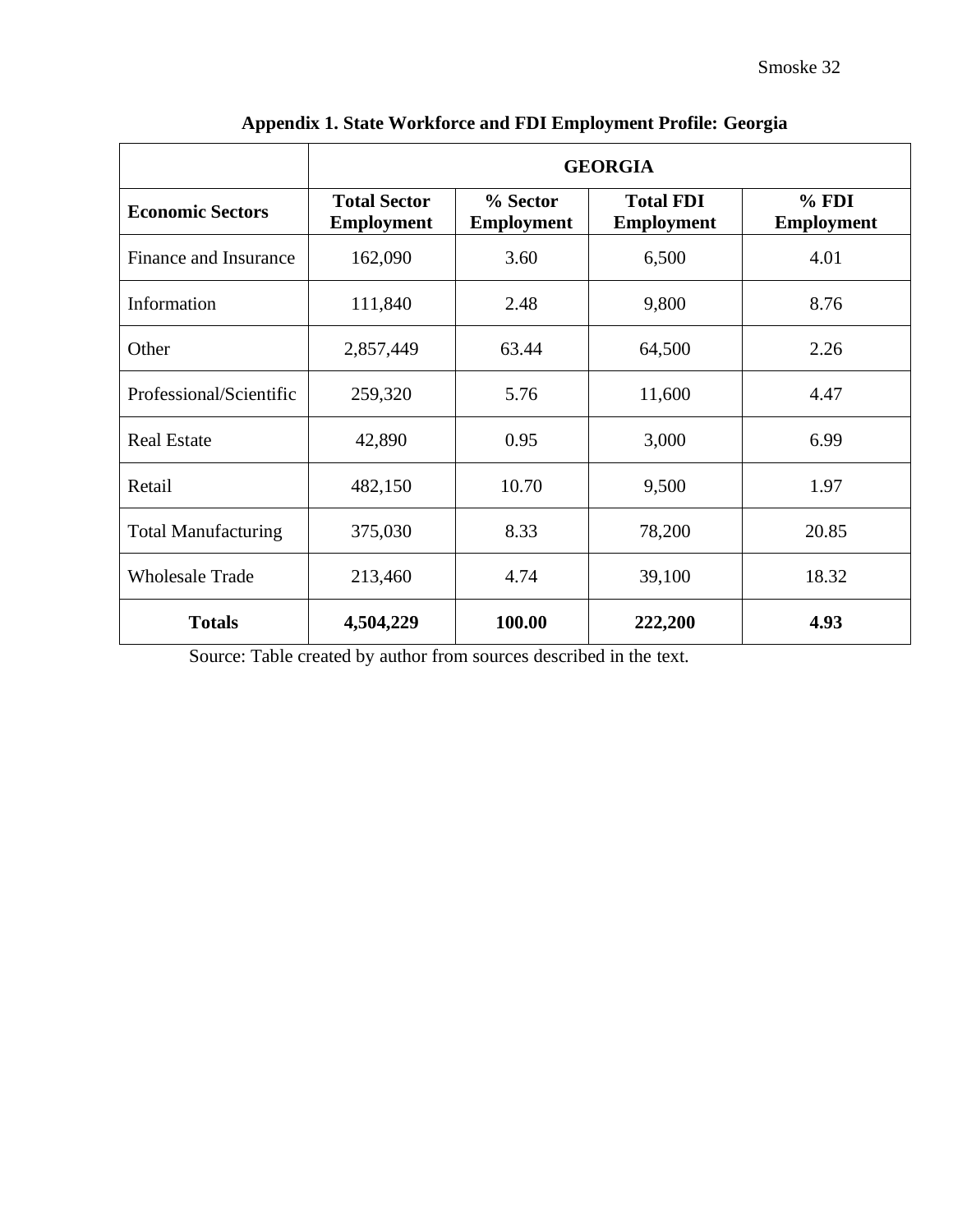**Appendix 1. State Workforce and FDI Employment Profile: Georgia**

| | **GEORGIA** | | | |
|---|---|---|---|---|
| **Economic Sectors** | **Total Sector Employment** | **% Sector Employment** | **Total FDI Employment** | **% FDI Employment** |
| Finance and Insurance | 162,090 | 3.60 | 6,500 | 4.01 |
| Information | 111,840 | 2.48 | 9,800 | 8.76 |
| Other | 2,857,449 | 63.44 | 64,500 | 2.26 |
| Professional/Scientific | 259,320 | 5.76 | 11,600 | 4.47 |
| Real Estate | 42,890 | 0.95 | 3,000 | 6.99 |
| Retail | 482,150 | 10.70 | 9,500 | 1.97 |
| Total Manufacturing | 375,030 | 8.33 | 78,200 | 20.85 |
| Wholesale Trade | 213,460 | 4.74 | 39,100 | 18.32 |
| **Totals** | **4,504,229** | **100.00** | **222,200** | **4.93** |

Source: Table created by author from sources described in the text.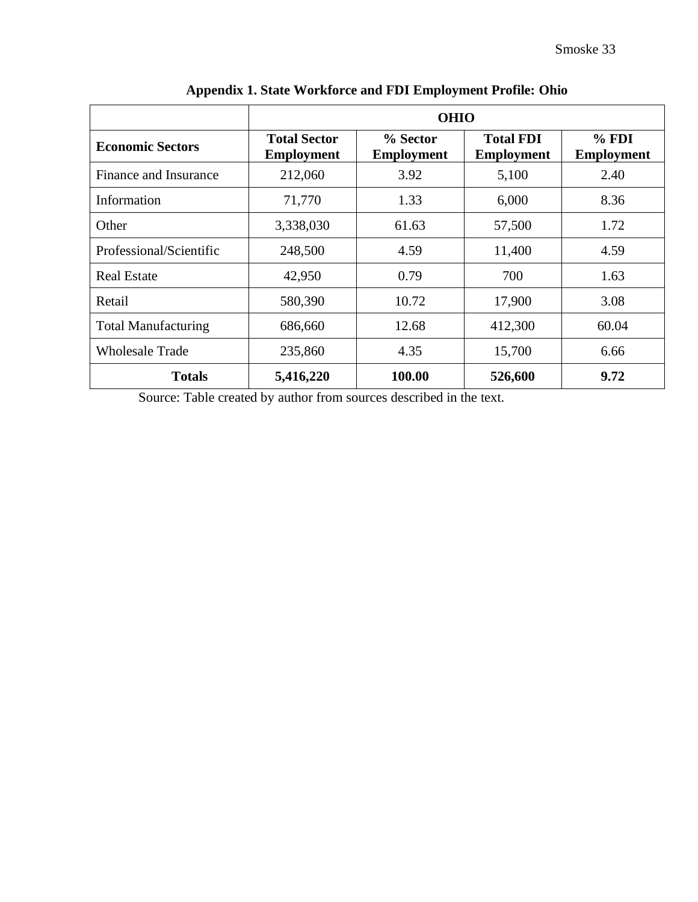**Appendix 1. State Workforce and FDI Employment Profile: Ohio**

| | OHIO | | | |
|---|---|---|---|---|
| **Economic Sectors** | **Total Sector Employment** | **% Sector Employment** | **Total FDI Employment** | **% FDI Employment** |
| Finance and Insurance | 212,060 | 3.92 | 5,100 | 2.40 |
| Information | 71,770 | 1.33 | 6,000 | 8.36 |
| Other | 3,338,030 | 61.63 | 57,500 | 1.72 |
| Professional/Scientific | 248,500 | 4.59 | 11,400 | 4.59 |
| Real Estate | 42,950 | 0.79 | 700 | 1.63 |
| Retail | 580,390 | 10.72 | 17,900 | 3.08 |
| Total Manufacturing | 686,660 | 12.68 | 412,300 | 60.04 |
| Wholesale Trade | 235,860 | 4.35 | 15,700 | 6.66 |
| **Totals** | **5,416,220** | **100.00** | **526,600** | **9.72** |

Source: Table created by author from sources described in the text.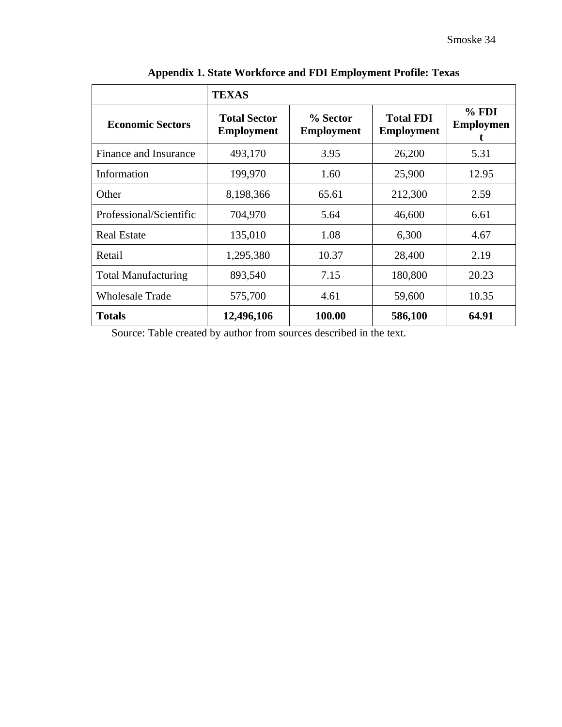**Appendix 1. State Workforce and FDI Employment Profile: Texas**

| | TEXAS | | | |
|---|---|---|---|---|
| **Economic Sectors** | **Total Sector Employment** | **% Sector Employment** | **Total FDI Employment** | **% FDI Employment** |
| Finance and Insurance | 493,170 | 3.95 | 26,200 | 5.31 |
| Information | 199,970 | 1.60 | 25,900 | 12.95 |
| Other | 8,198,366 | 65.61 | 212,300 | 2.59 |
| Professional/Scientific | 704,970 | 5.64 | 46,600 | 6.61 |
| Real Estate | 135,010 | 1.08 | 6,300 | 4.67 |
| Retail | 1,295,380 | 10.37 | 28,400 | 2.19 |
| Total Manufacturing | 893,540 | 7.15 | 180,800 | 20.23 |
| Wholesale Trade | 575,700 | 4.61 | 59,600 | 10.35 |
| **Totals** | **12,496,106** | **100.00** | **586,100** | **64.91** |

Source: Table created by author from sources described in the text.